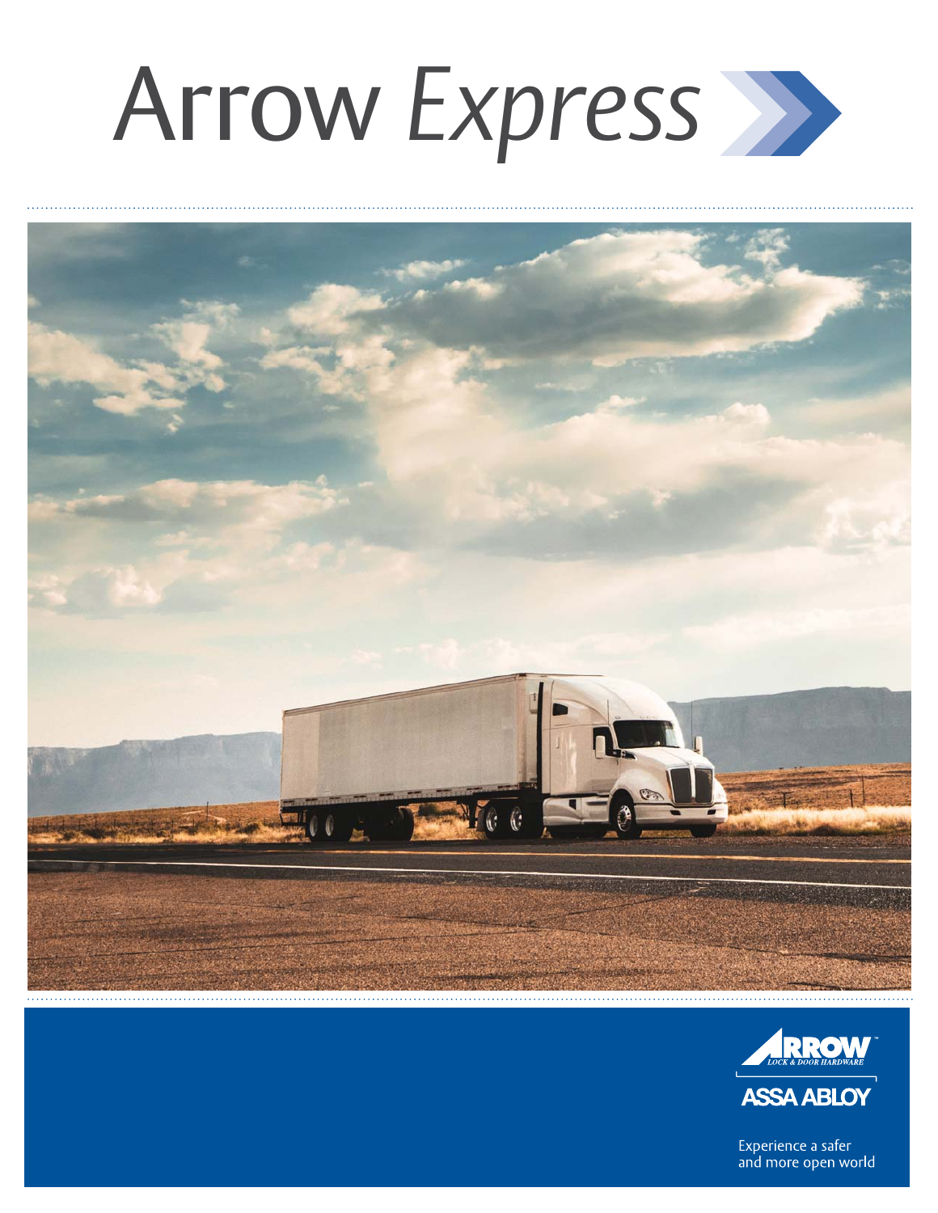# Arrow *Express*

ARROW LOCK & DOOR HARDWARE

ASSA ABLOY

Experience a safer
and more open world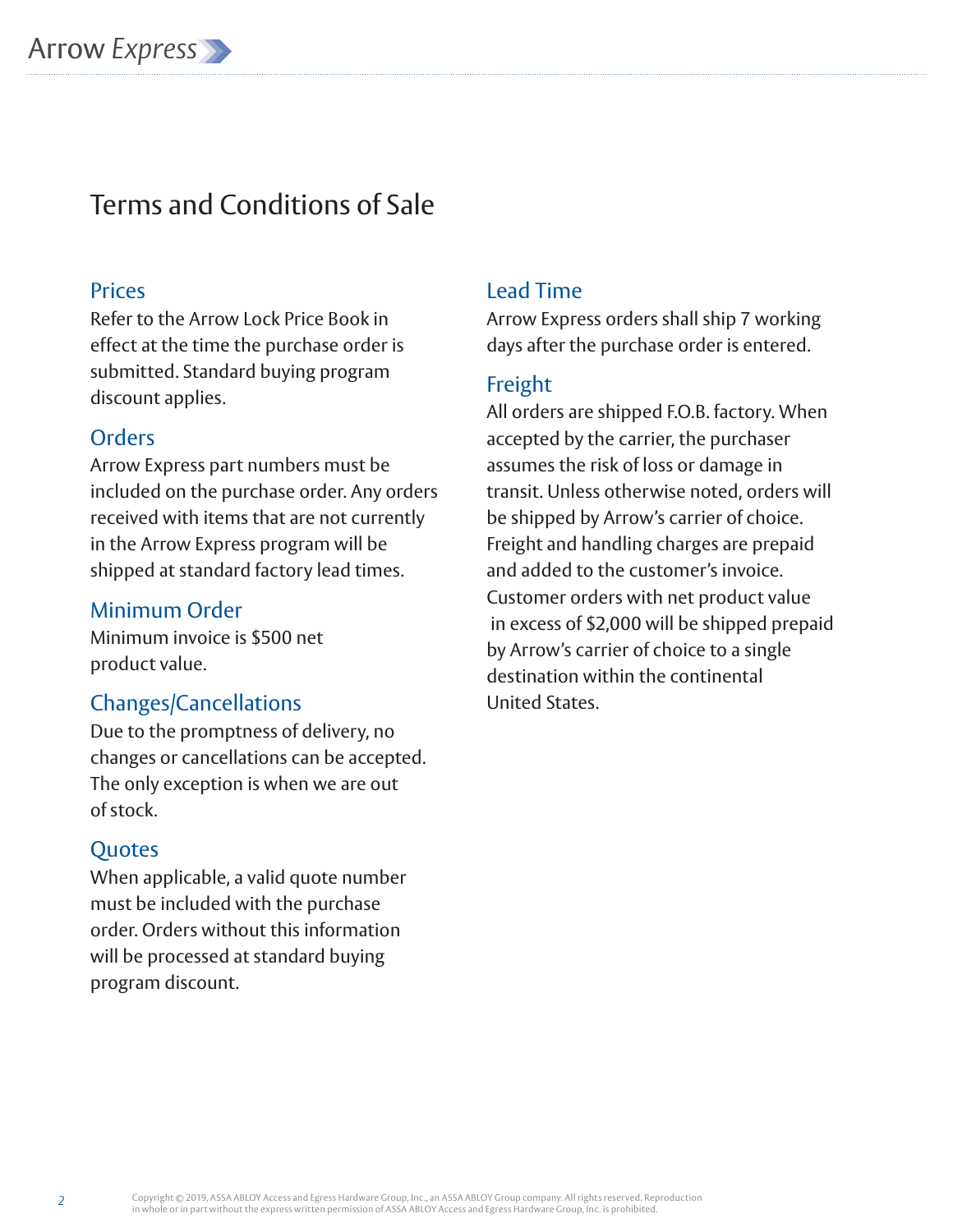# Terms and Conditions of Sale

## Prices

Refer to the Arrow Lock Price Book in effect at the time the purchase order is submitted. Standard buying program discount applies.

## Orders

Arrow Express part numbers must be included on the purchase order. Any orders received with items that are not currently in the Arrow Express program will be shipped at standard factory lead times.

## Minimum Order

Minimum invoice is $500 net product value.

## Changes/Cancellations

Due to the promptness of delivery, no changes or cancellations can be accepted. The only exception is when we are out of stock.

## Quotes

When applicable, a valid quote number must be included with the purchase order. Orders without this information will be processed at standard buying program discount.

## Lead Time

Arrow Express orders shall ship 7 working days after the purchase order is entered.

## Freight

All orders are shipped F.O.B. factory. When accepted by the carrier, the purchaser assumes the risk of loss or damage in transit. Unless otherwise noted, orders will be shipped by Arrow's carrier of choice. Freight and handling charges are prepaid and added to the customer's invoice. Customer orders with net product value in excess of $2,000 will be shipped prepaid by Arrow's carrier of choice to a single destination within the continental United States.

Copyright © 2019, ASSA ABLOY Access and Egress Hardware Group, Inc., an ASSA ABLOY Group company. All rights reserved. Reproduction in whole or in part without the express written permission of ASSA ABLOY Access and Egress Hardware Group, Inc. is prohibited.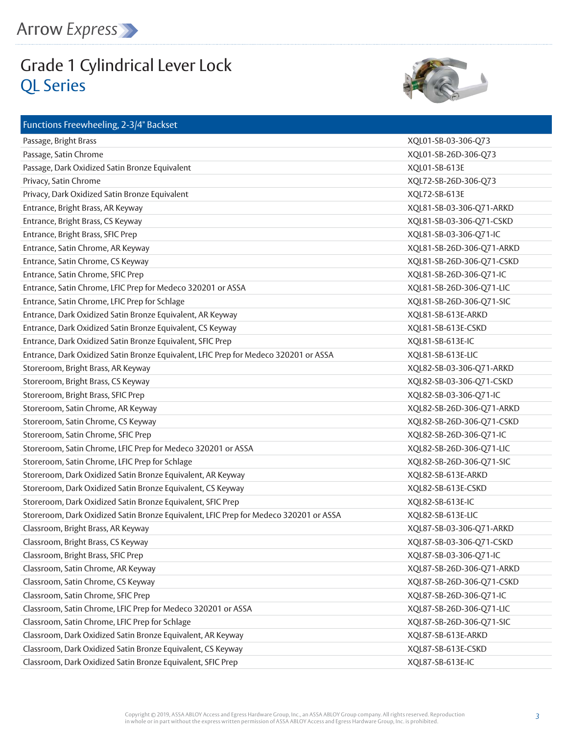Arrow Express

# Grade 1 Cylindrical Lever Lock
## QL Series

| Functions Freewheeling, 2-3/4" Backset | |
|---|---|
| Passage, Bright Brass | XQL01-SB-03-306-Q73 |
| Passage, Satin Chrome | XQL01-SB-26D-306-Q73 |
| Passage, Dark Oxidized Satin Bronze Equivalent | XQL01-SB-613E |
| Privacy, Satin Chrome | XQL72-SB-26D-306-Q73 |
| Privacy, Dark Oxidized Satin Bronze Equivalent | XQL72-SB-613E |
| Entrance, Bright Brass, AR Keyway | XQL81-SB-03-306-Q71-ARKD |
| Entrance, Bright Brass, CS Keyway | XQL81-SB-03-306-Q71-CSKD |
| Entrance, Bright Brass, SFIC Prep | XQL81-SB-03-306-Q71-IC |
| Entrance, Satin Chrome, AR Keyway | XQL81-SB-26D-306-Q71-ARKD |
| Entrance, Satin Chrome, CS Keyway | XQL81-SB-26D-306-Q71-CSKD |
| Entrance, Satin Chrome, SFIC Prep | XQL81-SB-26D-306-Q71-IC |
| Entrance, Satin Chrome, LFIC Prep for Medeco 320201 or ASSA | XQL81-SB-26D-306-Q71-LIC |
| Entrance, Satin Chrome, LFIC Prep for Schlage | XQL81-SB-26D-306-Q71-SIC |
| Entrance, Dark Oxidized Satin Bronze Equivalent, AR Keyway | XQL81-SB-613E-ARKD |
| Entrance, Dark Oxidized Satin Bronze Equivalent, CS Keyway | XQL81-SB-613E-CSKD |
| Entrance, Dark Oxidized Satin Bronze Equivalent, SFIC Prep | XQL81-SB-613E-IC |
| Entrance, Dark Oxidized Satin Bronze Equivalent, LFIC Prep for Medeco 320201 or ASSA | XQL81-SB-613E-LIC |
| Storeroom, Bright Brass, AR Keyway | XQL82-SB-03-306-Q71-ARKD |
| Storeroom, Bright Brass, CS Keyway | XQL82-SB-03-306-Q71-CSKD |
| Storeroom, Bright Brass, SFIC Prep | XQL82-SB-03-306-Q71-IC |
| Storeroom, Satin Chrome, AR Keyway | XQL82-SB-26D-306-Q71-ARKD |
| Storeroom, Satin Chrome, CS Keyway | XQL82-SB-26D-306-Q71-CSKD |
| Storeroom, Satin Chrome, SFIC Prep | XQL82-SB-26D-306-Q71-IC |
| Storeroom, Satin Chrome, LFIC Prep for Medeco 320201 or ASSA | XQL82-SB-26D-306-Q71-LIC |
| Storeroom, Satin Chrome, LFIC Prep for Schlage | XQL82-SB-26D-306-Q71-SIC |
| Storeroom, Dark Oxidized Satin Bronze Equivalent, AR Keyway | XQL82-SB-613E-ARKD |
| Storeroom, Dark Oxidized Satin Bronze Equivalent, CS Keyway | XQL82-SB-613E-CSKD |
| Storeroom, Dark Oxidized Satin Bronze Equivalent, SFIC Prep | XQL82-SB-613E-IC |
| Storeroom, Dark Oxidized Satin Bronze Equivalent, LFIC Prep for Medeco 320201 or ASSA | XQL82-SB-613E-LIC |
| Classroom, Bright Brass, AR Keyway | XQL87-SB-03-306-Q71-ARKD |
| Classroom, Bright Brass, CS Keyway | XQL87-SB-03-306-Q71-CSKD |
| Classroom, Bright Brass, SFIC Prep | XQL87-SB-03-306-Q71-IC |
| Classroom, Satin Chrome, AR Keyway | XQL87-SB-26D-306-Q71-ARKD |
| Classroom, Satin Chrome, CS Keyway | XQL87-SB-26D-306-Q71-CSKD |
| Classroom, Satin Chrome, SFIC Prep | XQL87-SB-26D-306-Q71-IC |
| Classroom, Satin Chrome, LFIC Prep for Medeco 320201 or ASSA | XQL87-SB-26D-306-Q71-LIC |
| Classroom, Satin Chrome, LFIC Prep for Schlage | XQL87-SB-26D-306-Q71-SIC |
| Classroom, Dark Oxidized Satin Bronze Equivalent, AR Keyway | XQL87-SB-613E-ARKD |
| Classroom, Dark Oxidized Satin Bronze Equivalent, CS Keyway | XQL87-SB-613E-CSKD |
| Classroom, Dark Oxidized Satin Bronze Equivalent, SFIC Prep | XQL87-SB-613E-IC |

Copyright © 2019, ASSA ABLOY Access and Egress Hardware Group, Inc., an ASSA ABLOY Group company. All rights reserved. Reproduction in whole or in part without the express written permission of ASSA ABLOY Access and Egress Hardware Group, Inc. is prohibited.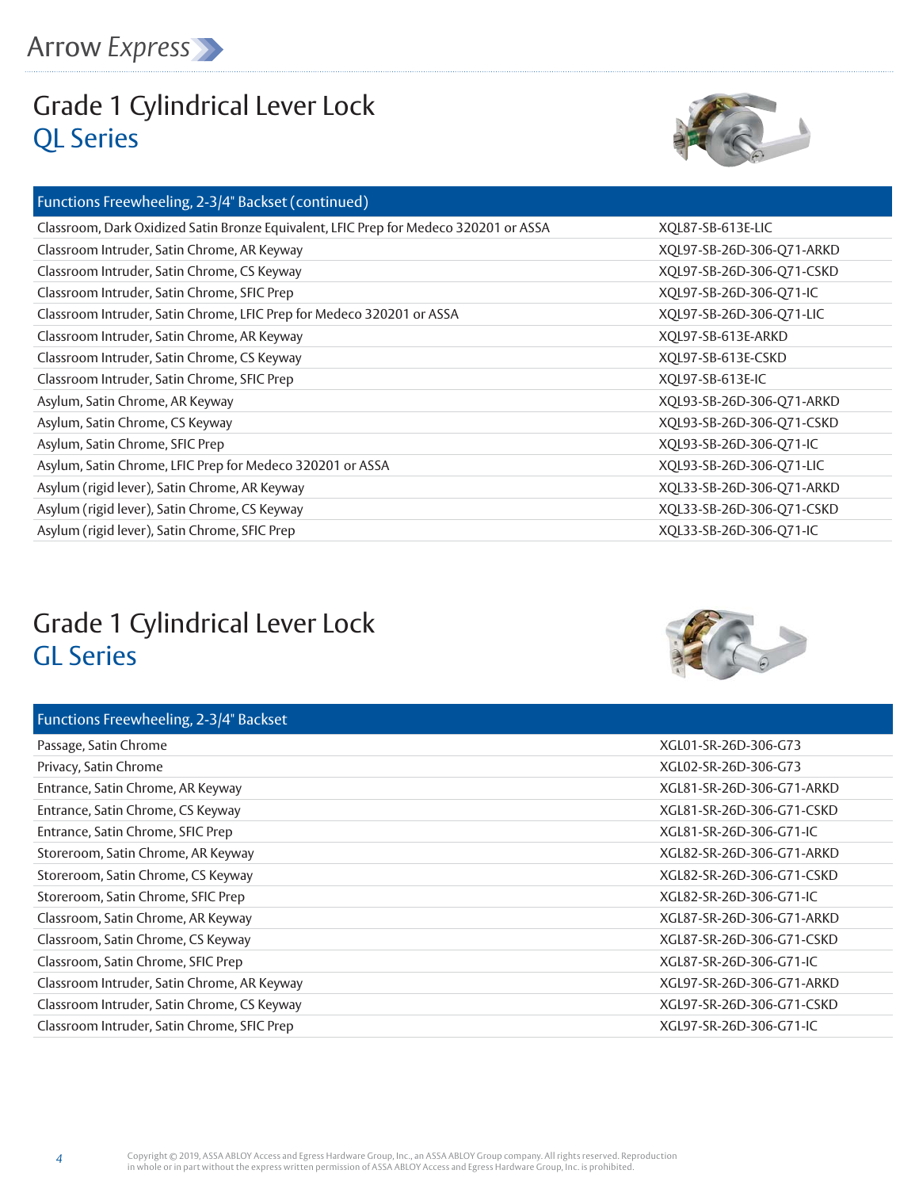# Grade 1 Cylindrical Lever Lock
## QL Series

| Functions Freewheeling, 2-3/4" Backset (continued) | |
|---|---|
| Classroom, Dark Oxidized Satin Bronze Equivalent, LFIC Prep for Medeco 320201 or ASSA | XQL87-SB-613E-LIC |
| Classroom Intruder, Satin Chrome, AR Keyway | XQL97-SB-26D-306-Q71-ARKD |
| Classroom Intruder, Satin Chrome, CS Keyway | XQL97-SB-26D-306-Q71-CSKD |
| Classroom Intruder, Satin Chrome, SFIC Prep | XQL97-SB-26D-306-Q71-IC |
| Classroom Intruder, Satin Chrome, LFIC Prep for Medeco 320201 or ASSA | XQL97-SB-26D-306-Q71-LIC |
| Classroom Intruder, Satin Chrome, AR Keyway | XQL97-SB-613E-ARKD |
| Classroom Intruder, Satin Chrome, CS Keyway | XQL97-SB-613E-CSKD |
| Classroom Intruder, Satin Chrome, SFIC Prep | XQL97-SB-613E-IC |
| Asylum, Satin Chrome, AR Keyway | XQL93-SB-26D-306-Q71-ARKD |
| Asylum, Satin Chrome, CS Keyway | XQL93-SB-26D-306-Q71-CSKD |
| Asylum, Satin Chrome, SFIC Prep | XQL93-SB-26D-306-Q71-IC |
| Asylum, Satin Chrome, LFIC Prep for Medeco 320201 or ASSA | XQL93-SB-26D-306-Q71-LIC |
| Asylum (rigid lever), Satin Chrome, AR Keyway | XQL33-SB-26D-306-Q71-ARKD |
| Asylum (rigid lever), Satin Chrome, CS Keyway | XQL33-SB-26D-306-Q71-CSKD |
| Asylum (rigid lever), Satin Chrome, SFIC Prep | XQL33-SB-26D-306-Q71-IC |

# Grade 1 Cylindrical Lever Lock
## GL Series

| Functions Freewheeling, 2-3/4" Backset | |
|---|---|
| Passage, Satin Chrome | XGL01-SR-26D-306-G73 |
| Privacy, Satin Chrome | XGL02-SR-26D-306-G73 |
| Entrance, Satin Chrome, AR Keyway | XGL81-SR-26D-306-G71-ARKD |
| Entrance, Satin Chrome, CS Keyway | XGL81-SR-26D-306-G71-CSKD |
| Entrance, Satin Chrome, SFIC Prep | XGL81-SR-26D-306-G71-IC |
| Storeroom, Satin Chrome, AR Keyway | XGL82-SR-26D-306-G71-ARKD |
| Storeroom, Satin Chrome, CS Keyway | XGL82-SR-26D-306-G71-CSKD |
| Storeroom, Satin Chrome, SFIC Prep | XGL82-SR-26D-306-G71-IC |
| Classroom, Satin Chrome, AR Keyway | XGL87-SR-26D-306-G71-ARKD |
| Classroom, Satin Chrome, CS Keyway | XGL87-SR-26D-306-G71-CSKD |
| Classroom, Satin Chrome, SFIC Prep | XGL87-SR-26D-306-G71-IC |
| Classroom Intruder, Satin Chrome, AR Keyway | XGL97-SR-26D-306-G71-ARKD |
| Classroom Intruder, Satin Chrome, CS Keyway | XGL97-SR-26D-306-G71-CSKD |
| Classroom Intruder, Satin Chrome, SFIC Prep | XGL97-SR-26D-306-G71-IC |

Copyright © 2019, ASSA ABLOY Access and Egress Hardware Group, Inc., an ASSA ABLOY Group company. All rights reserved. Reproduction in whole or in part without the express written permission of ASSA ABLOY Access and Egress Hardware Group, Inc. is prohibited.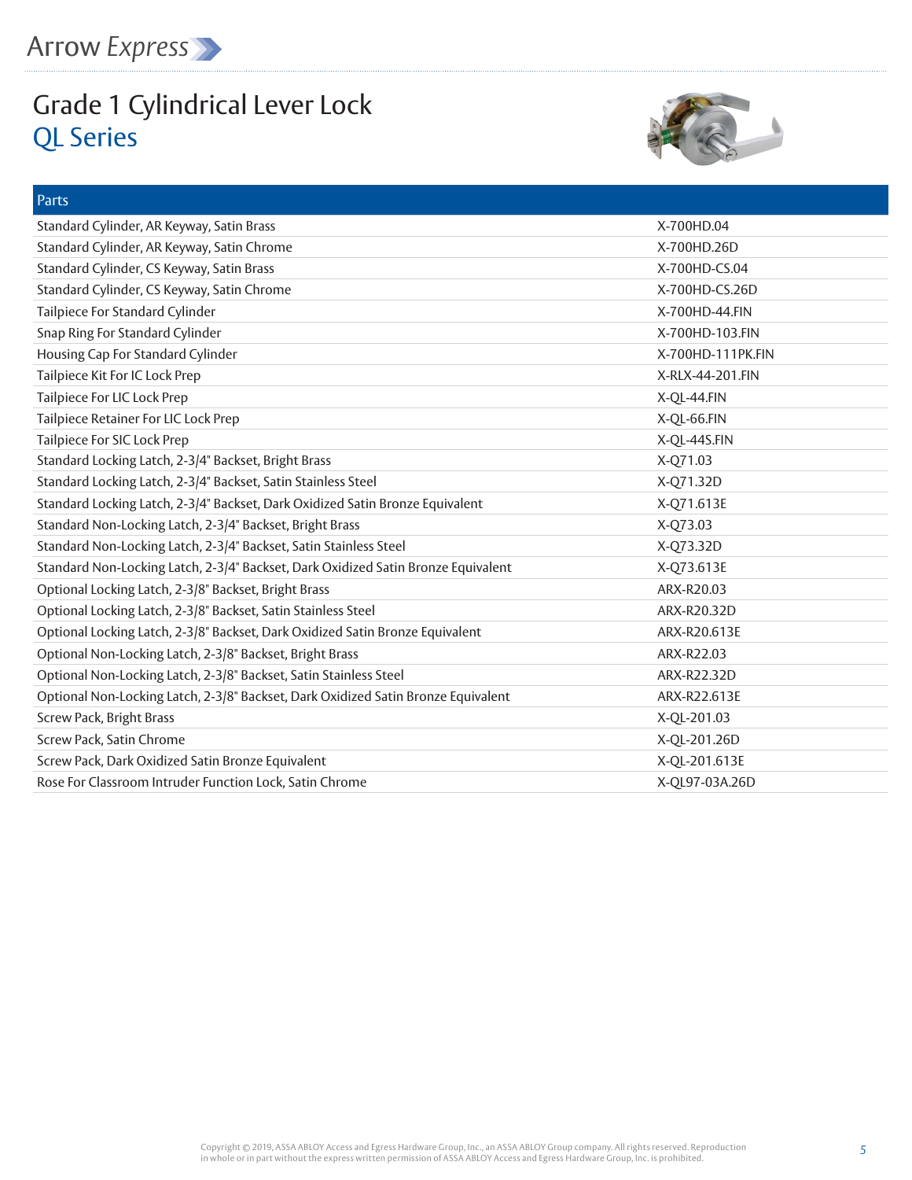Arrow Express

# Grade 1 Cylindrical Lever Lock
## QL Series

| Parts | |
|---|---|
| Standard Cylinder, AR Keyway, Satin Brass | X-700HD.04 |
| Standard Cylinder, AR Keyway, Satin Chrome | X-700HD.26D |
| Standard Cylinder, CS Keyway, Satin Brass | X-700HD-CS.04 |
| Standard Cylinder, CS Keyway, Satin Chrome | X-700HD-CS.26D |
| Tailpiece For Standard Cylinder | X-700HD-44.FIN |
| Snap Ring For Standard Cylinder | X-700HD-103.FIN |
| Housing Cap For Standard Cylinder | X-700HD-111PK.FIN |
| Tailpiece Kit For IC Lock Prep | X-RLX-44-201.FIN |
| Tailpiece For LIC Lock Prep | X-QL-44.FIN |
| Tailpiece Retainer For LIC Lock Prep | X-QL-66.FIN |
| Tailpiece For SIC Lock Prep | X-QL-44S.FIN |
| Standard Locking Latch, 2-3/4" Backset, Bright Brass | X-Q71.03 |
| Standard Locking Latch, 2-3/4" Backset, Satin Stainless Steel | X-Q71.32D |
| Standard Locking Latch, 2-3/4" Backset, Dark Oxidized Satin Bronze Equivalent | X-Q71.613E |
| Standard Non-Locking Latch, 2-3/4" Backset, Bright Brass | X-Q73.03 |
| Standard Non-Locking Latch, 2-3/4" Backset, Satin Stainless Steel | X-Q73.32D |
| Standard Non-Locking Latch, 2-3/4" Backset, Dark Oxidized Satin Bronze Equivalent | X-Q73.613E |
| Optional Locking Latch, 2-3/8" Backset, Bright Brass | ARX-R20.03 |
| Optional Locking Latch, 2-3/8" Backset, Satin Stainless Steel | ARX-R20.32D |
| Optional Locking Latch, 2-3/8" Backset, Dark Oxidized Satin Bronze Equivalent | ARX-R20.613E |
| Optional Non-Locking Latch, 2-3/8" Backset, Bright Brass | ARX-R22.03 |
| Optional Non-Locking Latch, 2-3/8" Backset, Satin Stainless Steel | ARX-R22.32D |
| Optional Non-Locking Latch, 2-3/8" Backset, Dark Oxidized Satin Bronze Equivalent | ARX-R22.613E |
| Screw Pack, Bright Brass | X-QL-201.03 |
| Screw Pack, Satin Chrome | X-QL-201.26D |
| Screw Pack, Dark Oxidized Satin Bronze Equivalent | X-QL-201.613E |
| Rose For Classroom Intruder Function Lock, Satin Chrome | X-QL97-03A.26D |

Copyright © 2019, ASSA ABLOY Access and Egress Hardware Group, Inc., an ASSA ABLOY Group company. All rights reserved. Reproduction in whole or in part without the express written permission of ASSA ABLOY Access and Egress Hardware Group, Inc. is prohibited.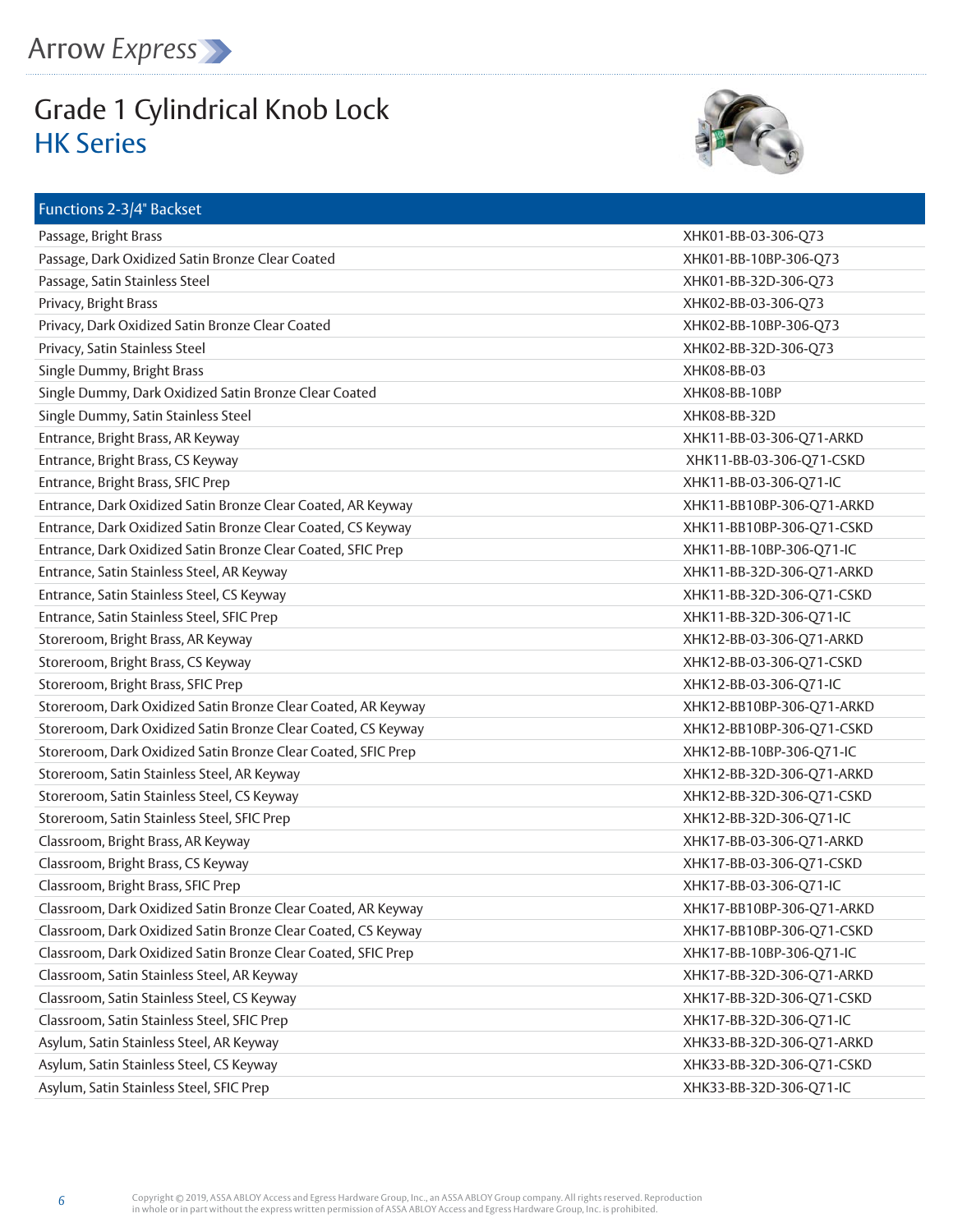Arrow Express

# Grade 1 Cylindrical Knob Lock
## HK Series

| Functions 2-3/4" Backset | |
|---|---|
| Passage, Bright Brass | XHK01-BB-03-306-Q73 |
| Passage, Dark Oxidized Satin Bronze Clear Coated | XHK01-BB-10BP-306-Q73 |
| Passage, Satin Stainless Steel | XHK01-BB-32D-306-Q73 |
| Privacy, Bright Brass | XHK02-BB-03-306-Q73 |
| Privacy, Dark Oxidized Satin Bronze Clear Coated | XHK02-BB-10BP-306-Q73 |
| Privacy, Satin Stainless Steel | XHK02-BB-32D-306-Q73 |
| Single Dummy, Bright Brass | XHK08-BB-03 |
| Single Dummy, Dark Oxidized Satin Bronze Clear Coated | XHK08-BB-10BP |
| Single Dummy, Satin Stainless Steel | XHK08-BB-32D |
| Entrance, Bright Brass, AR Keyway | XHK11-BB-03-306-Q71-ARKD |
| Entrance, Bright Brass, CS Keyway | XHK11-BB-03-306-Q71-CSKD |
| Entrance, Bright Brass, SFIC Prep | XHK11-BB-03-306-Q71-IC |
| Entrance, Dark Oxidized Satin Bronze Clear Coated, AR Keyway | XHK11-BB10BP-306-Q71-ARKD |
| Entrance, Dark Oxidized Satin Bronze Clear Coated, CS Keyway | XHK11-BB10BP-306-Q71-CSKD |
| Entrance, Dark Oxidized Satin Bronze Clear Coated, SFIC Prep | XHK11-BB-10BP-306-Q71-IC |
| Entrance, Satin Stainless Steel, AR Keyway | XHK11-BB-32D-306-Q71-ARKD |
| Entrance, Satin Stainless Steel, CS Keyway | XHK11-BB-32D-306-Q71-CSKD |
| Entrance, Satin Stainless Steel, SFIC Prep | XHK11-BB-32D-306-Q71-IC |
| Storeroom, Bright Brass, AR Keyway | XHK12-BB-03-306-Q71-ARKD |
| Storeroom, Bright Brass, CS Keyway | XHK12-BB-03-306-Q71-CSKD |
| Storeroom, Bright Brass, SFIC Prep | XHK12-BB-03-306-Q71-IC |
| Storeroom, Dark Oxidized Satin Bronze Clear Coated, AR Keyway | XHK12-BB10BP-306-Q71-ARKD |
| Storeroom, Dark Oxidized Satin Bronze Clear Coated, CS Keyway | XHK12-BB10BP-306-Q71-CSKD |
| Storeroom, Dark Oxidized Satin Bronze Clear Coated, SFIC Prep | XHK12-BB-10BP-306-Q71-IC |
| Storeroom, Satin Stainless Steel, AR Keyway | XHK12-BB-32D-306-Q71-ARKD |
| Storeroom, Satin Stainless Steel, CS Keyway | XHK12-BB-32D-306-Q71-CSKD |
| Storeroom, Satin Stainless Steel, SFIC Prep | XHK12-BB-32D-306-Q71-IC |
| Classroom, Bright Brass, AR Keyway | XHK17-BB-03-306-Q71-ARKD |
| Classroom, Bright Brass, CS Keyway | XHK17-BB-03-306-Q71-CSKD |
| Classroom, Bright Brass, SFIC Prep | XHK17-BB-03-306-Q71-IC |
| Classroom, Dark Oxidized Satin Bronze Clear Coated, AR Keyway | XHK17-BB10BP-306-Q71-ARKD |
| Classroom, Dark Oxidized Satin Bronze Clear Coated, CS Keyway | XHK17-BB10BP-306-Q71-CSKD |
| Classroom, Dark Oxidized Satin Bronze Clear Coated, SFIC Prep | XHK17-BB-10BP-306-Q71-IC |
| Classroom, Satin Stainless Steel, AR Keyway | XHK17-BB-32D-306-Q71-ARKD |
| Classroom, Satin Stainless Steel, CS Keyway | XHK17-BB-32D-306-Q71-CSKD |
| Classroom, Satin Stainless Steel, SFIC Prep | XHK17-BB-32D-306-Q71-IC |
| Asylum, Satin Stainless Steel, AR Keyway | XHK33-BB-32D-306-Q71-ARKD |
| Asylum, Satin Stainless Steel, CS Keyway | XHK33-BB-32D-306-Q71-CSKD |
| Asylum, Satin Stainless Steel, SFIC Prep | XHK33-BB-32D-306-Q71-IC |

Copyright © 2019, ASSA ABLOY Access and Egress Hardware Group, Inc., an ASSA ABLOY Group company. All rights reserved. Reproduction in whole or in part without the express written permission of ASSA ABLOY Access and Egress Hardware Group, Inc. is prohibited.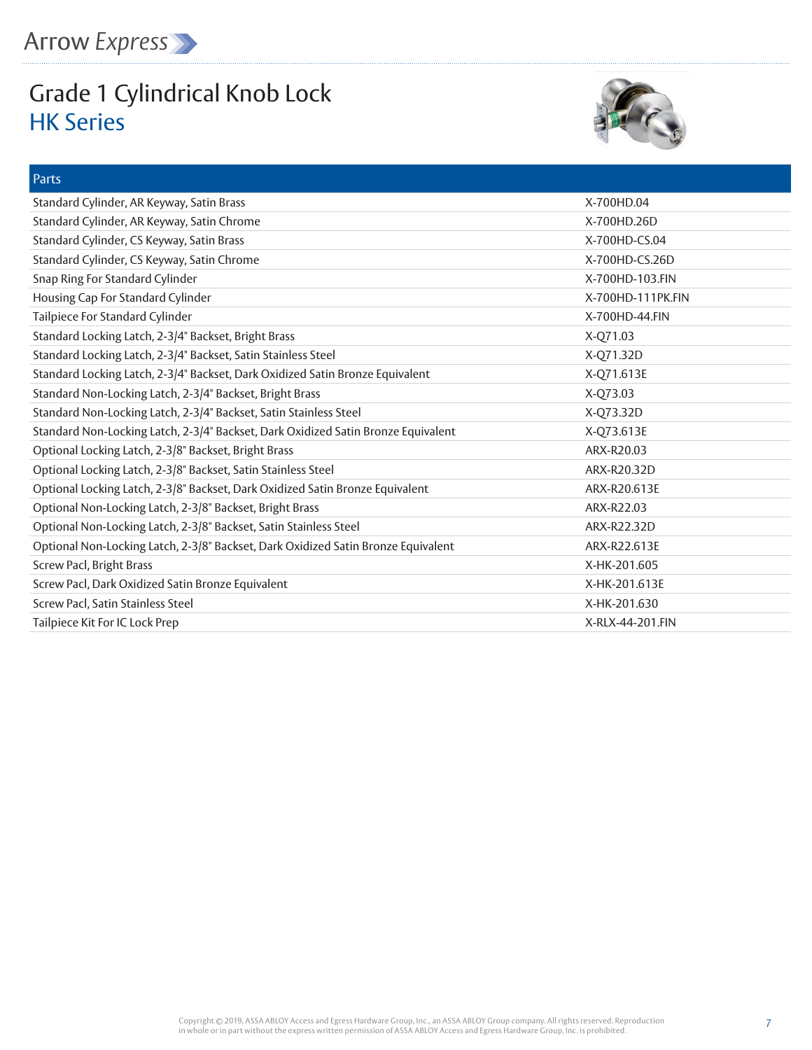# Grade 1 Cylindrical Knob Lock

## HK Series

| Parts | |
| --- | --- |
| Standard Cylinder, AR Keyway, Satin Brass | X-700HD.04 |
| Standard Cylinder, AR Keyway, Satin Chrome | X-700HD.26D |
| Standard Cylinder, CS Keyway, Satin Brass | X-700HD-CS.04 |
| Standard Cylinder, CS Keyway, Satin Chrome | X-700HD-CS.26D |
| Snap Ring For Standard Cylinder | X-700HD-103.FIN |
| Housing Cap For Standard Cylinder | X-700HD-111PK.FIN |
| Tailpiece For Standard Cylinder | X-700HD-44.FIN |
| Standard Locking Latch, 2-3/4" Backset, Bright Brass | X-Q71.03 |
| Standard Locking Latch, 2-3/4" Backset, Satin Stainless Steel | X-Q71.32D |
| Standard Locking Latch, 2-3/4" Backset, Dark Oxidized Satin Bronze Equivalent | X-Q71.613E |
| Standard Non-Locking Latch, 2-3/4" Backset, Bright Brass | X-Q73.03 |
| Standard Non-Locking Latch, 2-3/4" Backset, Satin Stainless Steel | X-Q73.32D |
| Standard Non-Locking Latch, 2-3/4" Backset, Dark Oxidized Satin Bronze Equivalent | X-Q73.613E |
| Optional Locking Latch, 2-3/8" Backset, Bright Brass | ARX-R20.03 |
| Optional Locking Latch, 2-3/8" Backset, Satin Stainless Steel | ARX-R20.32D |
| Optional Locking Latch, 2-3/8" Backset, Dark Oxidized Satin Bronze Equivalent | ARX-R20.613E |
| Optional Non-Locking Latch, 2-3/8" Backset, Bright Brass | ARX-R22.03 |
| Optional Non-Locking Latch, 2-3/8" Backset, Satin Stainless Steel | ARX-R22.32D |
| Optional Non-Locking Latch, 2-3/8" Backset, Dark Oxidized Satin Bronze Equivalent | ARX-R22.613E |
| Screw Pacl, Bright Brass | X-HK-201.605 |
| Screw Pacl, Dark Oxidized Satin Bronze Equivalent | X-HK-201.613E |
| Screw Pacl, Satin Stainless Steel | X-HK-201.630 |
| Tailpiece Kit For IC Lock Prep | X-RLX-44-201.FIN |

Copyright © 2019, ASSA ABLOY Access and Egress Hardware Group, Inc., an ASSA ABLOY Group company. All rights reserved. Reproduction in whole or in part without the express written permission of ASSA ABLOY Access and Egress Hardware Group, Inc. is prohibited.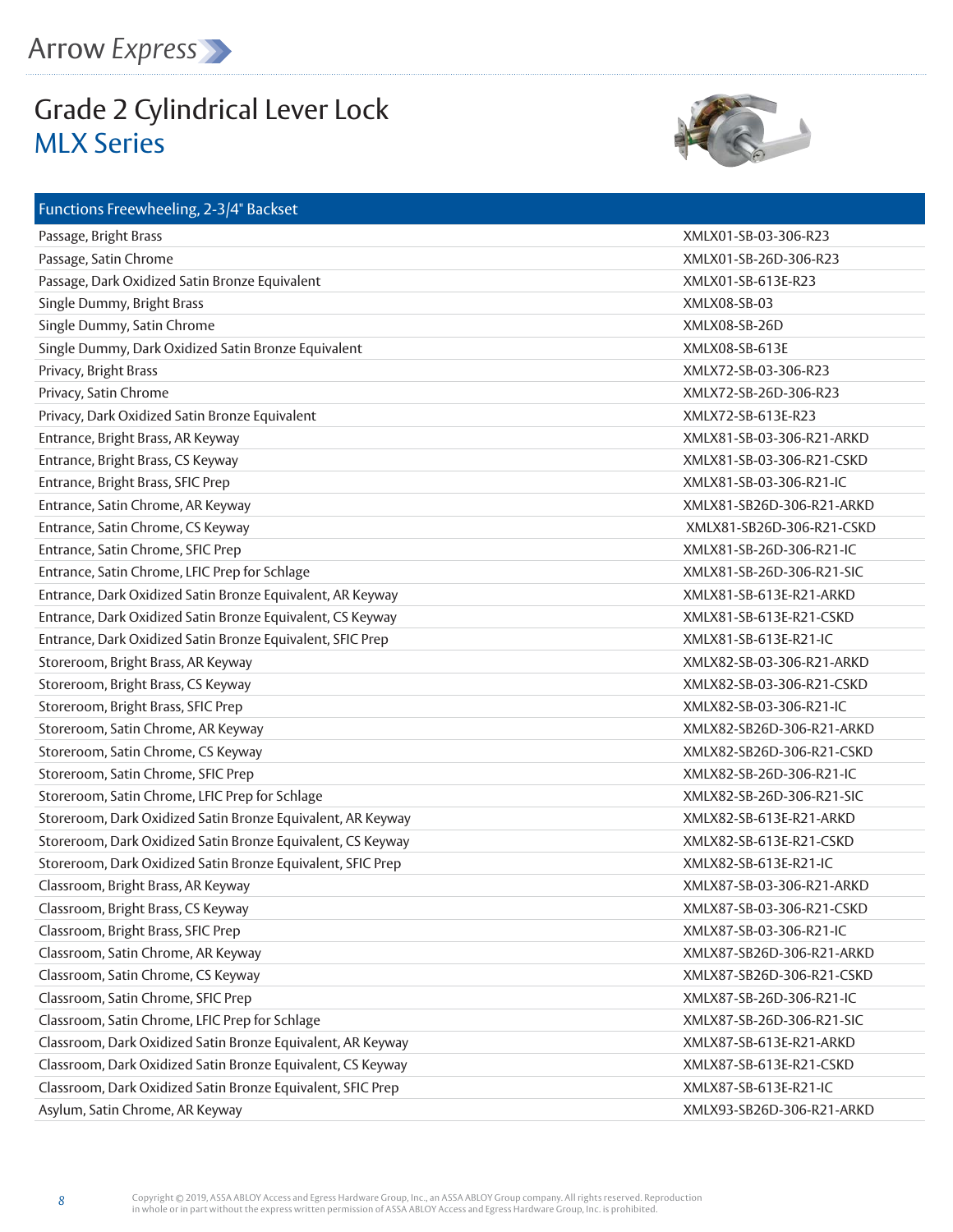Arrow Express

# Grade 2 Cylindrical Lever Lock
## MLX Series

| Functions Freewheeling, 2-3/4" Backset | |
|---|---|
| Passage, Bright Brass | XMLX01-SB-03-306-R23 |
| Passage, Satin Chrome | XMLX01-SB-26D-306-R23 |
| Passage, Dark Oxidized Satin Bronze Equivalent | XMLX01-SB-613E-R23 |
| Single Dummy, Bright Brass | XMLX08-SB-03 |
| Single Dummy, Satin Chrome | XMLX08-SB-26D |
| Single Dummy, Dark Oxidized Satin Bronze Equivalent | XMLX08-SB-613E |
| Privacy, Bright Brass | XMLX72-SB-03-306-R23 |
| Privacy, Satin Chrome | XMLX72-SB-26D-306-R23 |
| Privacy, Dark Oxidized Satin Bronze Equivalent | XMLX72-SB-613E-R23 |
| Entrance, Bright Brass, AR Keyway | XMLX81-SB-03-306-R21-ARKD |
| Entrance, Bright Brass, CS Keyway | XMLX81-SB-03-306-R21-CSKD |
| Entrance, Bright Brass, SFIC Prep | XMLX81-SB-03-306-R21-IC |
| Entrance, Satin Chrome, AR Keyway | XMLX81-SB26D-306-R21-ARKD |
| Entrance, Satin Chrome, CS Keyway | XMLX81-SB26D-306-R21-CSKD |
| Entrance, Satin Chrome, SFIC Prep | XMLX81-SB-26D-306-R21-IC |
| Entrance, Satin Chrome, LFIC Prep for Schlage | XMLX81-SB-26D-306-R21-SIC |
| Entrance, Dark Oxidized Satin Bronze Equivalent, AR Keyway | XMLX81-SB-613E-R21-ARKD |
| Entrance, Dark Oxidized Satin Bronze Equivalent, CS Keyway | XMLX81-SB-613E-R21-CSKD |
| Entrance, Dark Oxidized Satin Bronze Equivalent, SFIC Prep | XMLX81-SB-613E-R21-IC |
| Storeroom, Bright Brass, AR Keyway | XMLX82-SB-03-306-R21-ARKD |
| Storeroom, Bright Brass, CS Keyway | XMLX82-SB-03-306-R21-CSKD |
| Storeroom, Bright Brass, SFIC Prep | XMLX82-SB-03-306-R21-IC |
| Storeroom, Satin Chrome, AR Keyway | XMLX82-SB26D-306-R21-ARKD |
| Storeroom, Satin Chrome, CS Keyway | XMLX82-SB26D-306-R21-CSKD |
| Storeroom, Satin Chrome, SFIC Prep | XMLX82-SB-26D-306-R21-IC |
| Storeroom, Satin Chrome, LFIC Prep for Schlage | XMLX82-SB-26D-306-R21-SIC |
| Storeroom, Dark Oxidized Satin Bronze Equivalent, AR Keyway | XMLX82-SB-613E-R21-ARKD |
| Storeroom, Dark Oxidized Satin Bronze Equivalent, CS Keyway | XMLX82-SB-613E-R21-CSKD |
| Storeroom, Dark Oxidized Satin Bronze Equivalent, SFIC Prep | XMLX82-SB-613E-R21-IC |
| Classroom, Bright Brass, AR Keyway | XMLX87-SB-03-306-R21-ARKD |
| Classroom, Bright Brass, CS Keyway | XMLX87-SB-03-306-R21-CSKD |
| Classroom, Bright Brass, SFIC Prep | XMLX87-SB-03-306-R21-IC |
| Classroom, Satin Chrome, AR Keyway | XMLX87-SB26D-306-R21-ARKD |
| Classroom, Satin Chrome, CS Keyway | XMLX87-SB26D-306-R21-CSKD |
| Classroom, Satin Chrome, SFIC Prep | XMLX87-SB-26D-306-R21-IC |
| Classroom, Satin Chrome, LFIC Prep for Schlage | XMLX87-SB-26D-306-R21-SIC |
| Classroom, Dark Oxidized Satin Bronze Equivalent, AR Keyway | XMLX87-SB-613E-R21-ARKD |
| Classroom, Dark Oxidized Satin Bronze Equivalent, CS Keyway | XMLX87-SB-613E-R21-CSKD |
| Classroom, Dark Oxidized Satin Bronze Equivalent, SFIC Prep | XMLX87-SB-613E-R21-IC |
| Asylum, Satin Chrome, AR Keyway | XMLX93-SB26D-306-R21-ARKD |

Copyright © 2019, ASSA ABLOY Access and Egress Hardware Group, Inc., an ASSA ABLOY Group company. All rights reserved. Reproduction in whole or in part without the express written permission of ASSA ABLOY Access and Egress Hardware Group, Inc. is prohibited.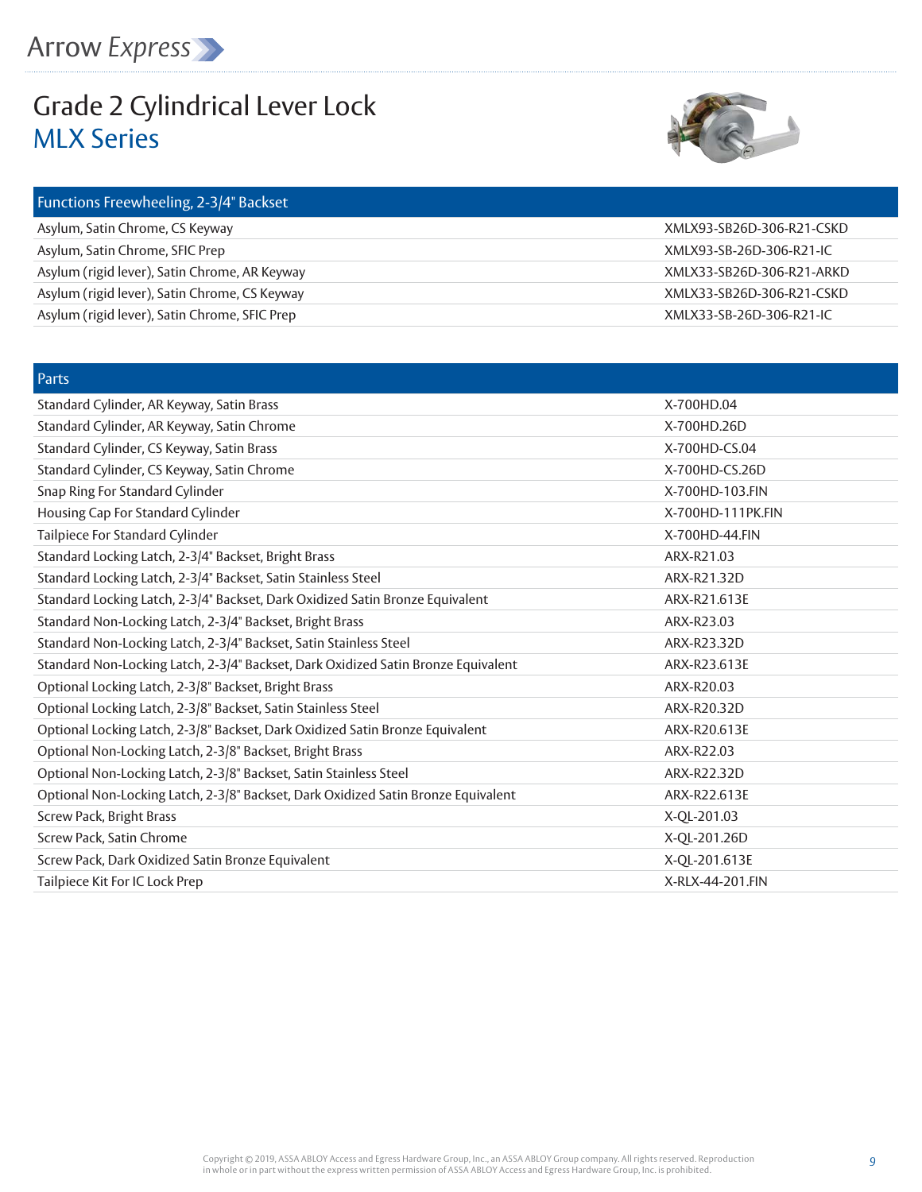# Grade 2 Cylindrical Lever Lock

## MLX Series

| Functions Freewheeling, 2-3/4" Backset | |
|---|---|
| Asylum, Satin Chrome, CS Keyway | XMLX93-SB26D-306-R21-CSKD |
| Asylum, Satin Chrome, SFIC Prep | XMLX93-SB-26D-306-R21-IC |
| Asylum (rigid lever), Satin Chrome, AR Keyway | XMLX33-SB26D-306-R21-ARKD |
| Asylum (rigid lever), Satin Chrome, CS Keyway | XMLX33-SB26D-306-R21-CSKD |
| Asylum (rigid lever), Satin Chrome, SFIC Prep | XMLX33-SB-26D-306-R21-IC |

| Parts | |
|---|---|
| Standard Cylinder, AR Keyway, Satin Brass | X-700HD.04 |
| Standard Cylinder, AR Keyway, Satin Chrome | X-700HD.26D |
| Standard Cylinder, CS Keyway, Satin Brass | X-700HD-CS.04 |
| Standard Cylinder, CS Keyway, Satin Chrome | X-700HD-CS.26D |
| Snap Ring For Standard Cylinder | X-700HD-103.FIN |
| Housing Cap For Standard Cylinder | X-700HD-111PK.FIN |
| Tailpiece For Standard Cylinder | X-700HD-44.FIN |
| Standard Locking Latch, 2-3/4" Backset, Bright Brass | ARX-R21.03 |
| Standard Locking Latch, 2-3/4" Backset, Satin Stainless Steel | ARX-R21.32D |
| Standard Locking Latch, 2-3/4" Backset, Dark Oxidized Satin Bronze Equivalent | ARX-R21.613E |
| Standard Non-Locking Latch, 2-3/4" Backset, Bright Brass | ARX-R23.03 |
| Standard Non-Locking Latch, 2-3/4" Backset, Satin Stainless Steel | ARX-R23.32D |
| Standard Non-Locking Latch, 2-3/4" Backset, Dark Oxidized Satin Bronze Equivalent | ARX-R23.613E |
| Optional Locking Latch, 2-3/8" Backset, Bright Brass | ARX-R20.03 |
| Optional Locking Latch, 2-3/8" Backset, Satin Stainless Steel | ARX-R20.32D |
| Optional Locking Latch, 2-3/8" Backset, Dark Oxidized Satin Bronze Equivalent | ARX-R20.613E |
| Optional Non-Locking Latch, 2-3/8" Backset, Bright Brass | ARX-R22.03 |
| Optional Non-Locking Latch, 2-3/8" Backset, Satin Stainless Steel | ARX-R22.32D |
| Optional Non-Locking Latch, 2-3/8" Backset, Dark Oxidized Satin Bronze Equivalent | ARX-R22.613E |
| Screw Pack, Bright Brass | X-QL-201.03 |
| Screw Pack, Satin Chrome | X-QL-201.26D |
| Screw Pack, Dark Oxidized Satin Bronze Equivalent | X-QL-201.613E |
| Tailpiece Kit For IC Lock Prep | X-RLX-44-201.FIN |

Copyright © 2019, ASSA ABLOY Access and Egress Hardware Group, Inc., an ASSA ABLOY Group company. All rights reserved. Reproduction in whole or in part without the express written permission of ASSA ABLOY Access and Egress Hardware Group, Inc. is prohibited.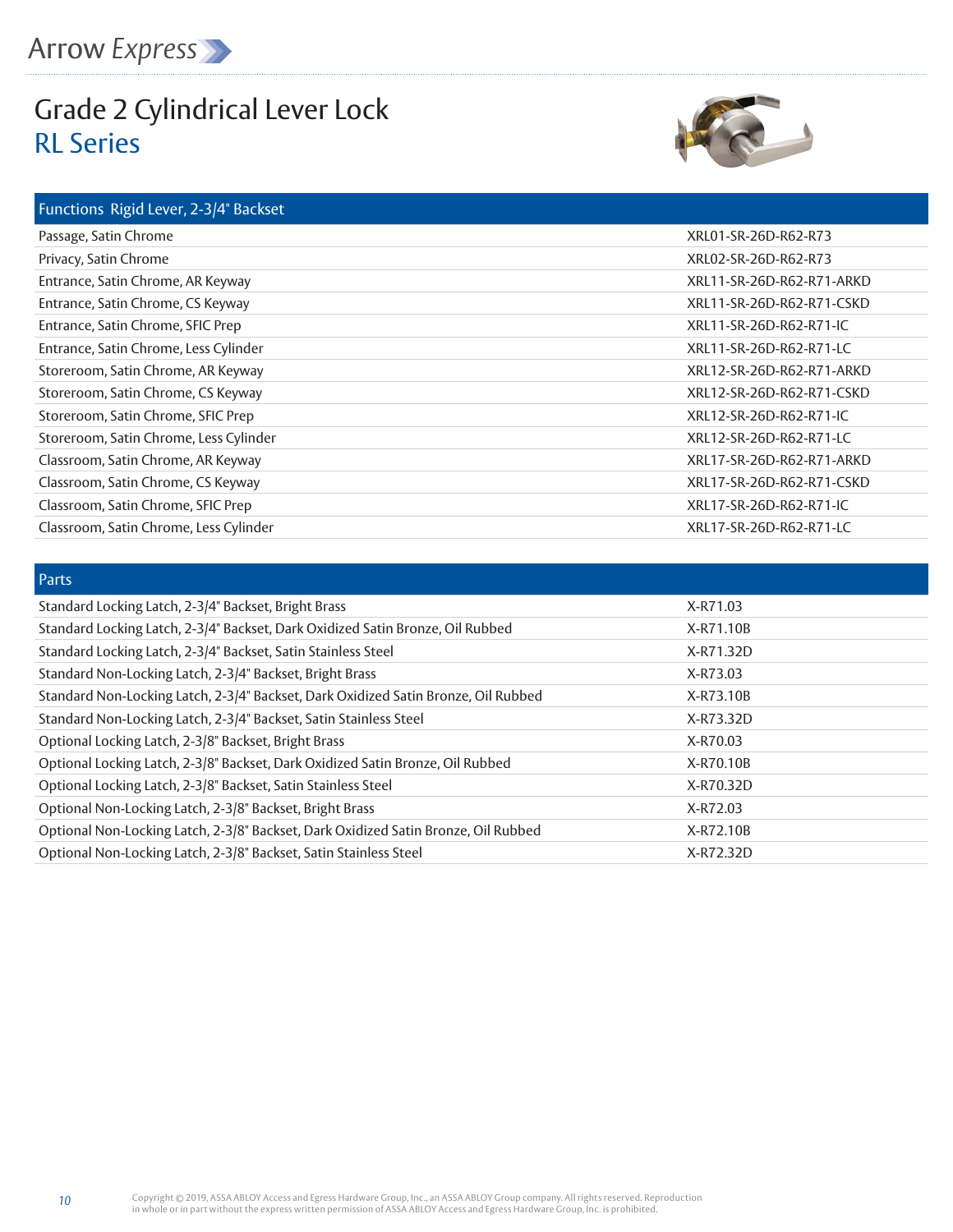Arrow Express

# Grade 2 Cylindrical Lever Lock
## RL Series

| Functions Rigid Lever, 2-3/4" Backset | |
|---|---|
| Passage, Satin Chrome | XRL01-SR-26D-R62-R73 |
| Privacy, Satin Chrome | XRL02-SR-26D-R62-R73 |
| Entrance, Satin Chrome, AR Keyway | XRL11-SR-26D-R62-R71-ARKD |
| Entrance, Satin Chrome, CS Keyway | XRL11-SR-26D-R62-R71-CSKD |
| Entrance, Satin Chrome, SFIC Prep | XRL11-SR-26D-R62-R71-IC |
| Entrance, Satin Chrome, Less Cylinder | XRL11-SR-26D-R62-R71-LC |
| Storeroom, Satin Chrome, AR Keyway | XRL12-SR-26D-R62-R71-ARKD |
| Storeroom, Satin Chrome, CS Keyway | XRL12-SR-26D-R62-R71-CSKD |
| Storeroom, Satin Chrome, SFIC Prep | XRL12-SR-26D-R62-R71-IC |
| Storeroom, Satin Chrome, Less Cylinder | XRL12-SR-26D-R62-R71-LC |
| Classroom, Satin Chrome, AR Keyway | XRL17-SR-26D-R62-R71-ARKD |
| Classroom, Satin Chrome, CS Keyway | XRL17-SR-26D-R62-R71-CSKD |
| Classroom, Satin Chrome, SFIC Prep | XRL17-SR-26D-R62-R71-IC |
| Classroom, Satin Chrome, Less Cylinder | XRL17-SR-26D-R62-R71-LC |

| Parts | |
|---|---|
| Standard Locking Latch, 2-3/4" Backset, Bright Brass | X-R71.03 |
| Standard Locking Latch, 2-3/4" Backset, Dark Oxidized Satin Bronze, Oil Rubbed | X-R71.10B |
| Standard Locking Latch, 2-3/4" Backset, Satin Stainless Steel | X-R71.32D |
| Standard Non-Locking Latch, 2-3/4" Backset, Bright Brass | X-R73.03 |
| Standard Non-Locking Latch, 2-3/4" Backset, Dark Oxidized Satin Bronze, Oil Rubbed | X-R73.10B |
| Standard Non-Locking Latch, 2-3/4" Backset, Satin Stainless Steel | X-R73.32D |
| Optional Locking Latch, 2-3/8" Backset, Bright Brass | X-R70.03 |
| Optional Locking Latch, 2-3/8" Backset, Dark Oxidized Satin Bronze, Oil Rubbed | X-R70.10B |
| Optional Locking Latch, 2-3/8" Backset, Satin Stainless Steel | X-R70.32D |
| Optional Non-Locking Latch, 2-3/8" Backset, Bright Brass | X-R72.03 |
| Optional Non-Locking Latch, 2-3/8" Backset, Dark Oxidized Satin Bronze, Oil Rubbed | X-R72.10B |
| Optional Non-Locking Latch, 2-3/8" Backset, Satin Stainless Steel | X-R72.32D |

Copyright © 2019, ASSA ABLOY Access and Egress Hardware Group, Inc., an ASSA ABLOY Group company. All rights reserved. Reproduction in whole or in part without the express written permission of ASSA ABLOY Access and Egress Hardware Group, Inc. is prohibited.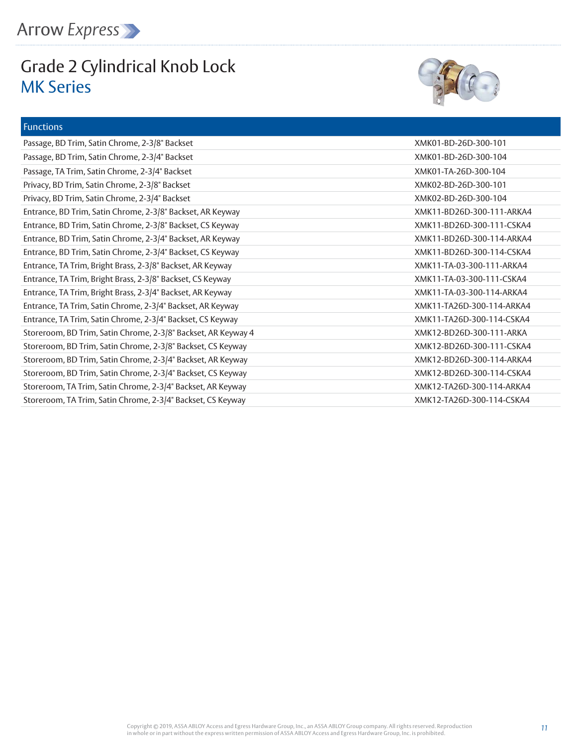# Grade 2 Cylindrical Knob Lock

## MK Series

| Functions | |
|---|---|
| Passage, BD Trim, Satin Chrome, 2-3/8" Backset | XMK01-BD-26D-300-101 |
| Passage, BD Trim, Satin Chrome, 2-3/4" Backset | XMK01-BD-26D-300-104 |
| Passage, TA Trim, Satin Chrome, 2-3/4" Backset | XMK01-TA-26D-300-104 |
| Privacy, BD Trim, Satin Chrome, 2-3/8" Backset | XMK02-BD-26D-300-101 |
| Privacy, BD Trim, Satin Chrome, 2-3/4" Backset | XMK02-BD-26D-300-104 |
| Entrance, BD Trim, Satin Chrome, 2-3/8" Backset, AR Keyway | XMK11-BD26D-300-111-ARKA4 |
| Entrance, BD Trim, Satin Chrome, 2-3/8" Backset, CS Keyway | XMK11-BD26D-300-111-CSKA4 |
| Entrance, BD Trim, Satin Chrome, 2-3/4" Backset, AR Keyway | XMK11-BD26D-300-114-ARKA4 |
| Entrance, BD Trim, Satin Chrome, 2-3/4" Backset, CS Keyway | XMK11-BD26D-300-114-CSKA4 |
| Entrance, TA Trim, Bright Brass, 2-3/8" Backset, AR Keyway | XMK11-TA-03-300-111-ARKA4 |
| Entrance, TA Trim, Bright Brass, 2-3/8" Backset, CS Keyway | XMK11-TA-03-300-111-CSKA4 |
| Entrance, TA Trim, Bright Brass, 2-3/4" Backset, AR Keyway | XMK11-TA-03-300-114-ARKA4 |
| Entrance, TA Trim, Satin Chrome, 2-3/4" Backset, AR Keyway | XMK11-TA26D-300-114-ARKA4 |
| Entrance, TA Trim, Satin Chrome, 2-3/4" Backset, CS Keyway | XMK11-TA26D-300-114-CSKA4 |
| Storeroom, BD Trim, Satin Chrome, 2-3/8" Backset, AR Keyway 4 | XMK12-BD26D-300-111-ARKA |
| Storeroom, BD Trim, Satin Chrome, 2-3/8" Backset, CS Keyway | XMK12-BD26D-300-111-CSKA4 |
| Storeroom, BD Trim, Satin Chrome, 2-3/4" Backset, AR Keyway | XMK12-BD26D-300-114-ARKA4 |
| Storeroom, BD Trim, Satin Chrome, 2-3/4" Backset, CS Keyway | XMK12-BD26D-300-114-CSKA4 |
| Storeroom, TA Trim, Satin Chrome, 2-3/4" Backset, AR Keyway | XMK12-TA26D-300-114-ARKA4 |
| Storeroom, TA Trim, Satin Chrome, 2-3/4" Backset, CS Keyway | XMK12-TA26D-300-114-CSKA4 |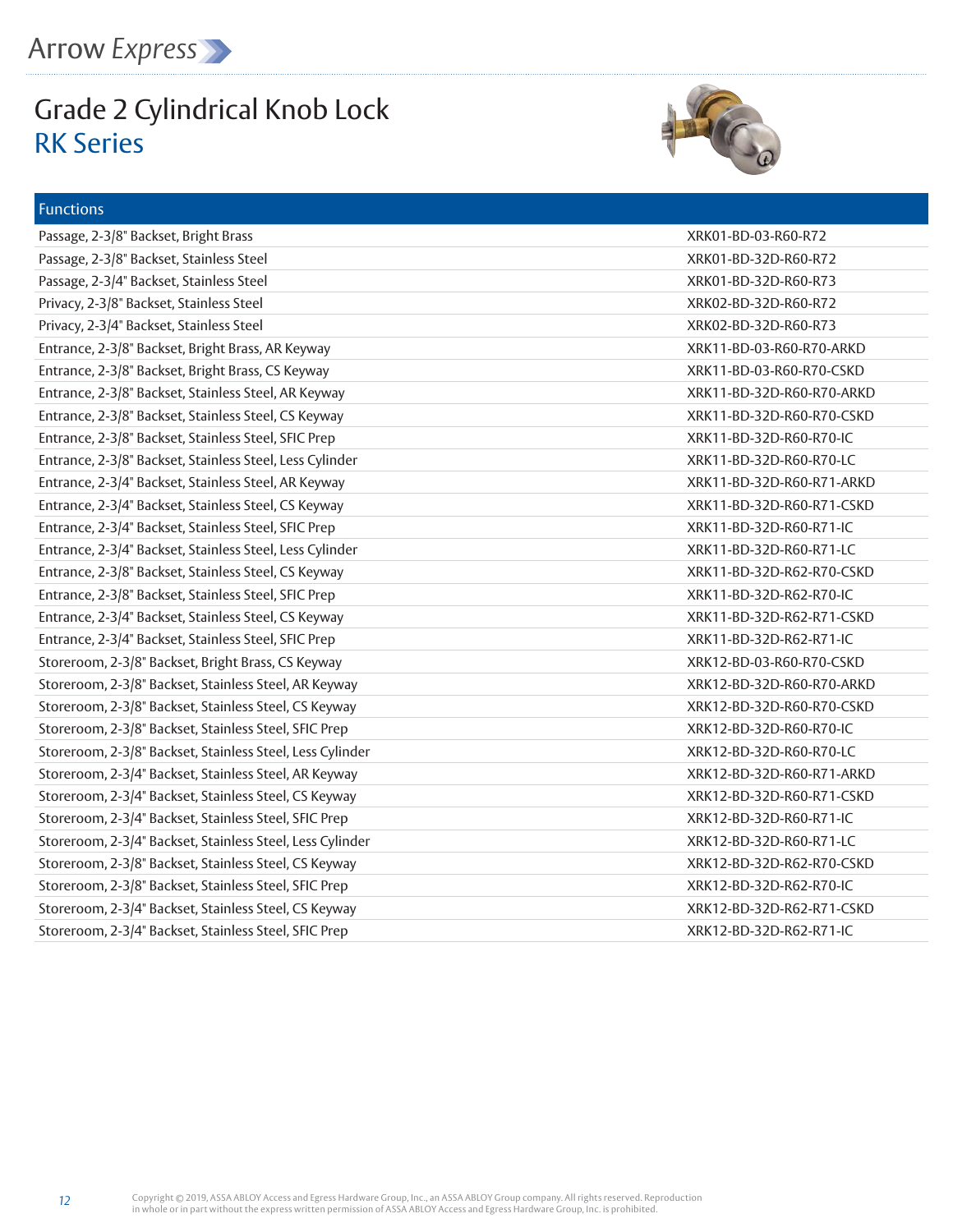Arrow Express

# Grade 2 Cylindrical Knob Lock

## RK Series

| Functions | |
|---|---|
| Passage, 2-3/8" Backset, Bright Brass | XRK01-BD-03-R60-R72 |
| Passage, 2-3/8" Backset, Stainless Steel | XRK01-BD-32D-R60-R72 |
| Passage, 2-3/4" Backset, Stainless Steel | XRK01-BD-32D-R60-R73 |
| Privacy, 2-3/8" Backset, Stainless Steel | XRK02-BD-32D-R60-R72 |
| Privacy, 2-3/4" Backset, Stainless Steel | XRK02-BD-32D-R60-R73 |
| Entrance, 2-3/8" Backset, Bright Brass, AR Keyway | XRK11-BD-03-R60-R70-ARKD |
| Entrance, 2-3/8" Backset, Bright Brass, CS Keyway | XRK11-BD-03-R60-R70-CSKD |
| Entrance, 2-3/8" Backset, Stainless Steel, AR Keyway | XRK11-BD-32D-R60-R70-ARKD |
| Entrance, 2-3/8" Backset, Stainless Steel, CS Keyway | XRK11-BD-32D-R60-R70-CSKD |
| Entrance, 2-3/8" Backset, Stainless Steel, SFIC Prep | XRK11-BD-32D-R60-R70-IC |
| Entrance, 2-3/8" Backset, Stainless Steel, Less Cylinder | XRK11-BD-32D-R60-R70-LC |
| Entrance, 2-3/4" Backset, Stainless Steel, AR Keyway | XRK11-BD-32D-R60-R71-ARKD |
| Entrance, 2-3/4" Backset, Stainless Steel, CS Keyway | XRK11-BD-32D-R60-R71-CSKD |
| Entrance, 2-3/4" Backset, Stainless Steel, SFIC Prep | XRK11-BD-32D-R60-R71-IC |
| Entrance, 2-3/4" Backset, Stainless Steel, Less Cylinder | XRK11-BD-32D-R60-R71-LC |
| Entrance, 2-3/8" Backset, Stainless Steel, CS Keyway | XRK11-BD-32D-R62-R70-CSKD |
| Entrance, 2-3/8" Backset, Stainless Steel, SFIC Prep | XRK11-BD-32D-R62-R70-IC |
| Entrance, 2-3/4" Backset, Stainless Steel, CS Keyway | XRK11-BD-32D-R62-R71-CSKD |
| Entrance, 2-3/4" Backset, Stainless Steel, SFIC Prep | XRK11-BD-32D-R62-R71-IC |
| Storeroom, 2-3/8" Backset, Bright Brass, CS Keyway | XRK12-BD-03-R60-R70-CSKD |
| Storeroom, 2-3/8" Backset, Stainless Steel, AR Keyway | XRK12-BD-32D-R60-R70-ARKD |
| Storeroom, 2-3/8" Backset, Stainless Steel, CS Keyway | XRK12-BD-32D-R60-R70-CSKD |
| Storeroom, 2-3/8" Backset, Stainless Steel, SFIC Prep | XRK12-BD-32D-R60-R70-IC |
| Storeroom, 2-3/8" Backset, Stainless Steel, Less Cylinder | XRK12-BD-32D-R60-R70-LC |
| Storeroom, 2-3/4" Backset, Stainless Steel, AR Keyway | XRK12-BD-32D-R60-R71-ARKD |
| Storeroom, 2-3/4" Backset, Stainless Steel, CS Keyway | XRK12-BD-32D-R60-R71-CSKD |
| Storeroom, 2-3/4" Backset, Stainless Steel, SFIC Prep | XRK12-BD-32D-R60-R71-IC |
| Storeroom, 2-3/4" Backset, Stainless Steel, Less Cylinder | XRK12-BD-32D-R60-R71-LC |
| Storeroom, 2-3/8" Backset, Stainless Steel, CS Keyway | XRK12-BD-32D-R62-R70-CSKD |
| Storeroom, 2-3/8" Backset, Stainless Steel, SFIC Prep | XRK12-BD-32D-R62-R70-IC |
| Storeroom, 2-3/4" Backset, Stainless Steel, CS Keyway | XRK12-BD-32D-R62-R71-CSKD |
| Storeroom, 2-3/4" Backset, Stainless Steel, SFIC Prep | XRK12-BD-32D-R62-R71-IC |

Copyright © 2019, ASSA ABLOY Access and Egress Hardware Group, Inc., an ASSA ABLOY Group company. All rights reserved. Reproduction in whole or in part without the express written permission of ASSA ABLOY Access and Egress Hardware Group, Inc. is prohibited.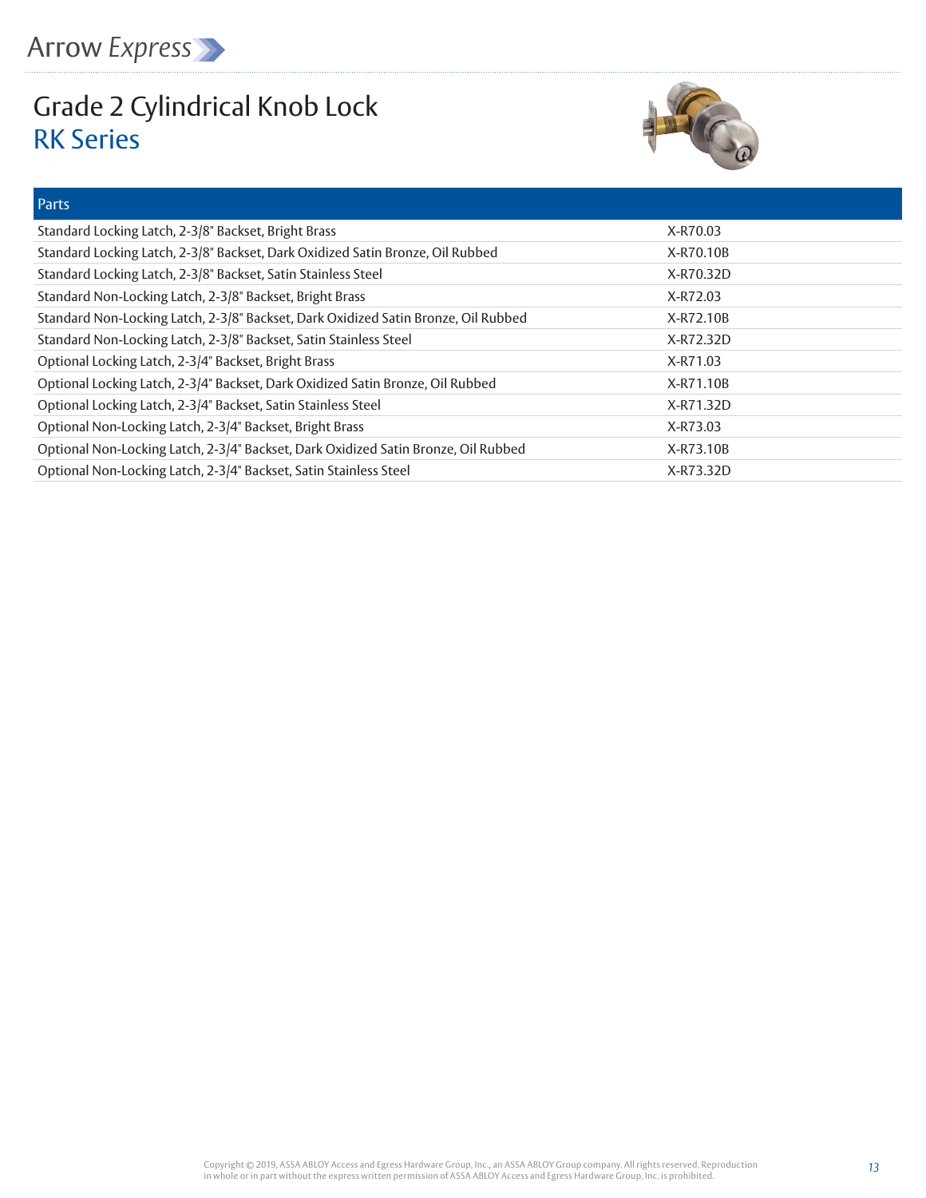# Grade 2 Cylindrical Knob Lock

## RK Series

| Parts | |
|---|---|
| Standard Locking Latch, 2-3/8" Backset, Bright Brass | X-R70.03 |
| Standard Locking Latch, 2-3/8" Backset, Dark Oxidized Satin Bronze, Oil Rubbed | X-R70.10B |
| Standard Locking Latch, 2-3/8" Backset, Satin Stainless Steel | X-R70.32D |
| Standard Non-Locking Latch, 2-3/8" Backset, Bright Brass | X-R72.03 |
| Standard Non-Locking Latch, 2-3/8" Backset, Dark Oxidized Satin Bronze, Oil Rubbed | X-R72.10B |
| Standard Non-Locking Latch, 2-3/8" Backset, Satin Stainless Steel | X-R72.32D |
| Optional Locking Latch, 2-3/4" Backset, Bright Brass | X-R71.03 |
| Optional Locking Latch, 2-3/4" Backset, Dark Oxidized Satin Bronze, Oil Rubbed | X-R71.10B |
| Optional Locking Latch, 2-3/4" Backset, Satin Stainless Steel | X-R71.32D |
| Optional Non-Locking Latch, 2-3/4" Backset, Bright Brass | X-R73.03 |
| Optional Non-Locking Latch, 2-3/4" Backset, Dark Oxidized Satin Bronze, Oil Rubbed | X-R73.10B |
| Optional Non-Locking Latch, 2-3/4" Backset, Satin Stainless Steel | X-R73.32D |

Copyright © 2019, ASSA ABLOY Access and Egress Hardware Group, Inc., an ASSA ABLOY Group company. All rights reserved. Reproduction in whole or in part without the express written permission of ASSA ABLOY Access and Egress Hardware Group, Inc. is prohibited.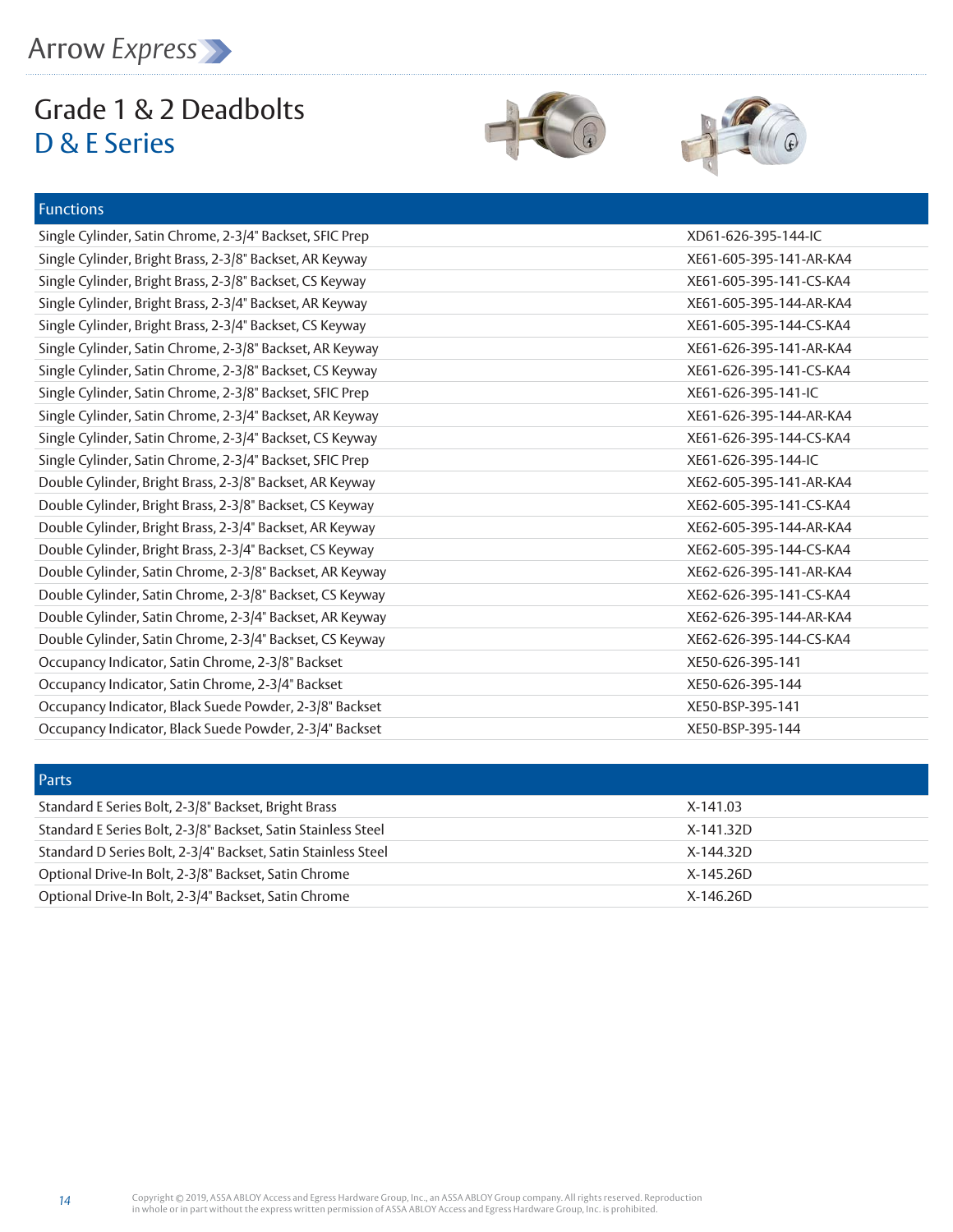Arrow Express

# Grade 1 & 2 Deadbolts

## D & E Series

| Functions | |
|---|---|
| Single Cylinder, Satin Chrome, 2-3/4" Backset, SFIC Prep | XD61-626-395-144-IC |
| Single Cylinder, Bright Brass, 2-3/8" Backset, AR Keyway | XE61-605-395-141-AR-KA4 |
| Single Cylinder, Bright Brass, 2-3/8" Backset, CS Keyway | XE61-605-395-141-CS-KA4 |
| Single Cylinder, Bright Brass, 2-3/4" Backset, AR Keyway | XE61-605-395-144-AR-KA4 |
| Single Cylinder, Bright Brass, 2-3/4" Backset, CS Keyway | XE61-605-395-144-CS-KA4 |
| Single Cylinder, Satin Chrome, 2-3/8" Backset, AR Keyway | XE61-626-395-141-AR-KA4 |
| Single Cylinder, Satin Chrome, 2-3/8" Backset, CS Keyway | XE61-626-395-141-CS-KA4 |
| Single Cylinder, Satin Chrome, 2-3/8" Backset, SFIC Prep | XE61-626-395-141-IC |
| Single Cylinder, Satin Chrome, 2-3/4" Backset, AR Keyway | XE61-626-395-144-AR-KA4 |
| Single Cylinder, Satin Chrome, 2-3/4" Backset, CS Keyway | XE61-626-395-144-CS-KA4 |
| Single Cylinder, Satin Chrome, 2-3/4" Backset, SFIC Prep | XE61-626-395-144-IC |
| Double Cylinder, Bright Brass, 2-3/8" Backset, AR Keyway | XE62-605-395-141-AR-KA4 |
| Double Cylinder, Bright Brass, 2-3/8" Backset, CS Keyway | XE62-605-395-141-CS-KA4 |
| Double Cylinder, Bright Brass, 2-3/4" Backset, AR Keyway | XE62-605-395-144-AR-KA4 |
| Double Cylinder, Bright Brass, 2-3/4" Backset, CS Keyway | XE62-605-395-144-CS-KA4 |
| Double Cylinder, Satin Chrome, 2-3/8" Backset, AR Keyway | XE62-626-395-141-AR-KA4 |
| Double Cylinder, Satin Chrome, 2-3/8" Backset, CS Keyway | XE62-626-395-141-CS-KA4 |
| Double Cylinder, Satin Chrome, 2-3/4" Backset, AR Keyway | XE62-626-395-144-AR-KA4 |
| Double Cylinder, Satin Chrome, 2-3/4" Backset, CS Keyway | XE62-626-395-144-CS-KA4 |
| Occupancy Indicator, Satin Chrome, 2-3/8" Backset | XE50-626-395-141 |
| Occupancy Indicator, Satin Chrome, 2-3/4" Backset | XE50-626-395-144 |
| Occupancy Indicator, Black Suede Powder, 2-3/8" Backset | XE50-BSP-395-141 |
| Occupancy Indicator, Black Suede Powder, 2-3/4" Backset | XE50-BSP-395-144 |

| Parts | |
|---|---|
| Standard E Series Bolt, 2-3/8" Backset, Bright Brass | X-141.03 |
| Standard E Series Bolt, 2-3/8" Backset, Satin Stainless Steel | X-141.32D |
| Standard D Series Bolt, 2-3/4" Backset, Satin Stainless Steel | X-144.32D |
| Optional Drive-In Bolt, 2-3/8" Backset, Satin Chrome | X-145.26D |
| Optional Drive-In Bolt, 2-3/4" Backset, Satin Chrome | X-146.26D |

Copyright © 2019, ASSA ABLOY Access and Egress Hardware Group, Inc., an ASSA ABLOY Group company. All rights reserved. Reproduction in whole or in part without the express written permission of ASSA ABLOY Access and Egress Hardware Group, Inc. is prohibited.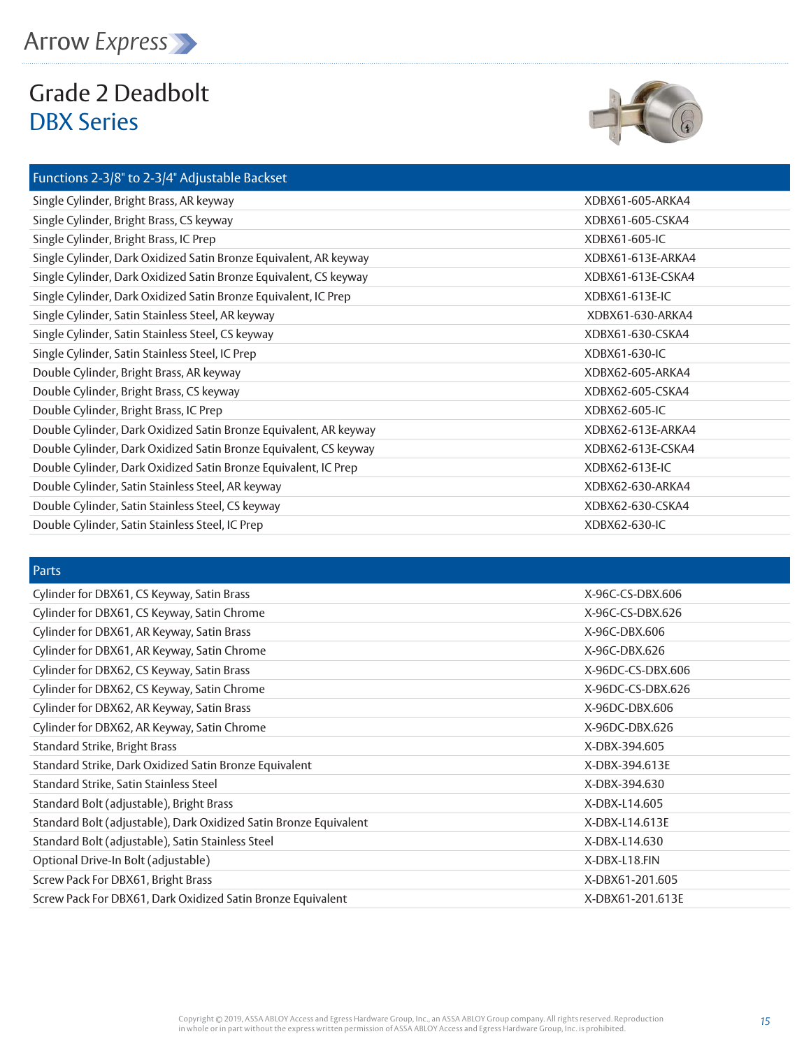Arrow Express

# Grade 2 Deadbolt

## DBX Series

| Functions 2-3/8" to 2-3/4" Adjustable Backset | |
|---|---|
| Single Cylinder, Bright Brass, AR keyway | XDBX61-605-ARKA4 |
| Single Cylinder, Bright Brass, CS keyway | XDBX61-605-CSKA4 |
| Single Cylinder, Bright Brass, IC Prep | XDBX61-605-IC |
| Single Cylinder, Dark Oxidized Satin Bronze Equivalent, AR keyway | XDBX61-613E-ARKA4 |
| Single Cylinder, Dark Oxidized Satin Bronze Equivalent, CS keyway | XDBX61-613E-CSKA4 |
| Single Cylinder, Dark Oxidized Satin Bronze Equivalent, IC Prep | XDBX61-613E-IC |
| Single Cylinder, Satin Stainless Steel, AR keyway | XDBX61-630-ARKA4 |
| Single Cylinder, Satin Stainless Steel, CS keyway | XDBX61-630-CSKA4 |
| Single Cylinder, Satin Stainless Steel, IC Prep | XDBX61-630-IC |
| Double Cylinder, Bright Brass, AR keyway | XDBX62-605-ARKA4 |
| Double Cylinder, Bright Brass, CS keyway | XDBX62-605-CSKA4 |
| Double Cylinder, Bright Brass, IC Prep | XDBX62-605-IC |
| Double Cylinder, Dark Oxidized Satin Bronze Equivalent, AR keyway | XDBX62-613E-ARKA4 |
| Double Cylinder, Dark Oxidized Satin Bronze Equivalent, CS keyway | XDBX62-613E-CSKA4 |
| Double Cylinder, Dark Oxidized Satin Bronze Equivalent, IC Prep | XDBX62-613E-IC |
| Double Cylinder, Satin Stainless Steel, AR keyway | XDBX62-630-ARKA4 |
| Double Cylinder, Satin Stainless Steel, CS keyway | XDBX62-630-CSKA4 |
| Double Cylinder, Satin Stainless Steel, IC Prep | XDBX62-630-IC |

| Parts | |
|---|---|
| Cylinder for DBX61, CS Keyway, Satin Brass | X-96C-CS-DBX.606 |
| Cylinder for DBX61, CS Keyway, Satin Chrome | X-96C-CS-DBX.626 |
| Cylinder for DBX61, AR Keyway, Satin Brass | X-96C-DBX.606 |
| Cylinder for DBX61, AR Keyway, Satin Chrome | X-96C-DBX.626 |
| Cylinder for DBX62, CS Keyway, Satin Brass | X-96DC-CS-DBX.606 |
| Cylinder for DBX62, CS Keyway, Satin Chrome | X-96DC-CS-DBX.626 |
| Cylinder for DBX62, AR Keyway, Satin Brass | X-96DC-DBX.606 |
| Cylinder for DBX62, AR Keyway, Satin Chrome | X-96DC-DBX.626 |
| Standard Strike, Bright Brass | X-DBX-394.605 |
| Standard Strike, Dark Oxidized Satin Bronze Equivalent | X-DBX-394.613E |
| Standard Strike, Satin Stainless Steel | X-DBX-394.630 |
| Standard Bolt (adjustable), Bright Brass | X-DBX-L14.605 |
| Standard Bolt (adjustable), Dark Oxidized Satin Bronze Equivalent | X-DBX-L14.613E |
| Standard Bolt (adjustable), Satin Stainless Steel | X-DBX-L14.630 |
| Optional Drive-In Bolt (adjustable) | X-DBX-L18.FIN |
| Screw Pack For DBX61, Bright Brass | X-DBX61-201.605 |
| Screw Pack For DBX61, Dark Oxidized Satin Bronze Equivalent | X-DBX61-201.613E |

Copyright © 2019, ASSA ABLOY Access and Egress Hardware Group, Inc., an ASSA ABLOY Group company. All rights reserved. Reproduction in whole or in part without the express written permission of ASSA ABLOY Access and Egress Hardware Group, Inc. is prohibited.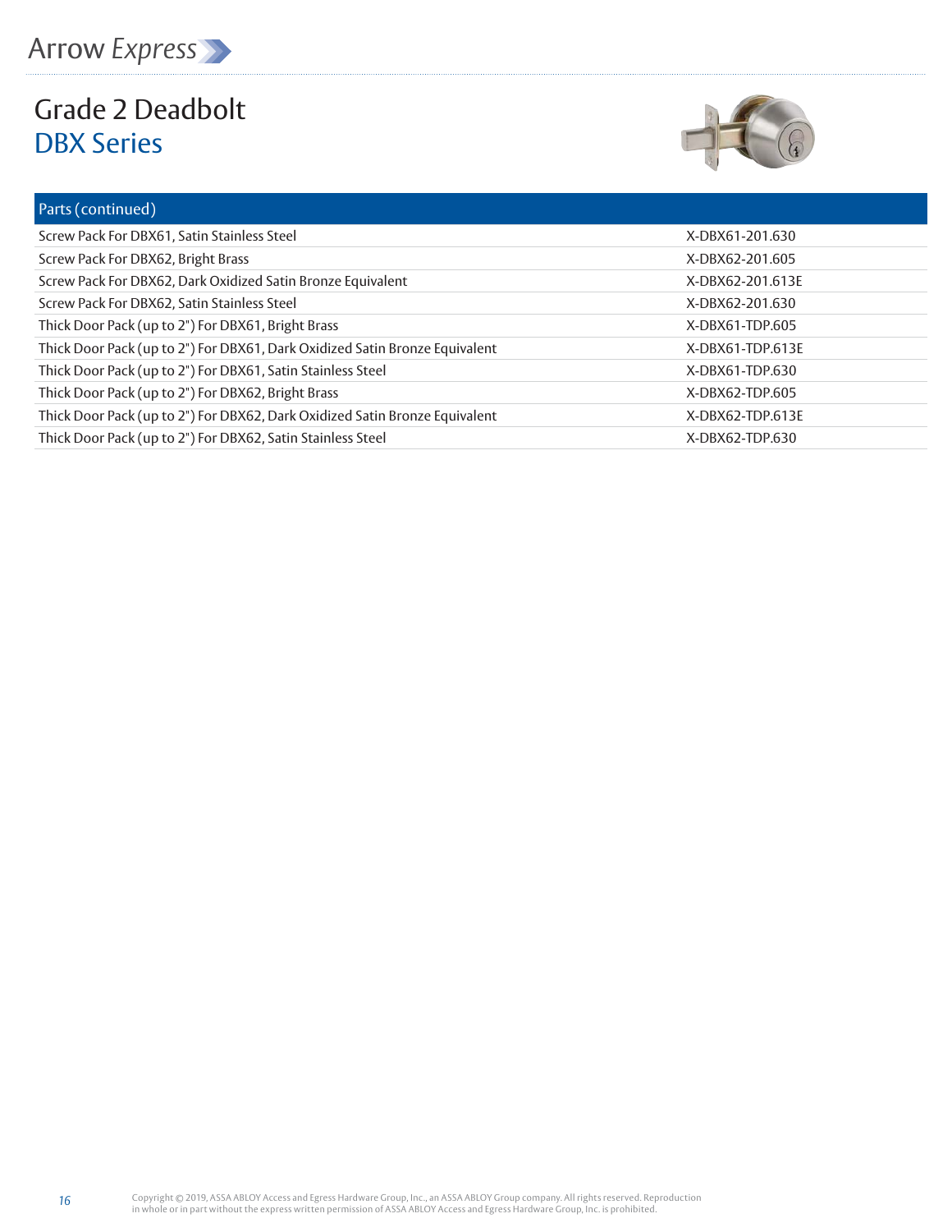# Grade 2 Deadbolt
## DBX Series

| Parts (continued) | |
|---|---|
| Screw Pack For DBX61, Satin Stainless Steel | X-DBX61-201.630 |
| Screw Pack For DBX62, Bright Brass | X-DBX62-201.605 |
| Screw Pack For DBX62, Dark Oxidized Satin Bronze Equivalent | X-DBX62-201.613E |
| Screw Pack For DBX62, Satin Stainless Steel | X-DBX62-201.630 |
| Thick Door Pack (up to 2") For DBX61, Bright Brass | X-DBX61-TDP.605 |
| Thick Door Pack (up to 2") For DBX61, Dark Oxidized Satin Bronze Equivalent | X-DBX61-TDP.613E |
| Thick Door Pack (up to 2") For DBX61, Satin Stainless Steel | X-DBX61-TDP.630 |
| Thick Door Pack (up to 2") For DBX62, Bright Brass | X-DBX62-TDP.605 |
| Thick Door Pack (up to 2") For DBX62, Dark Oxidized Satin Bronze Equivalent | X-DBX62-TDP.613E |
| Thick Door Pack (up to 2") For DBX62, Satin Stainless Steel | X-DBX62-TDP.630 |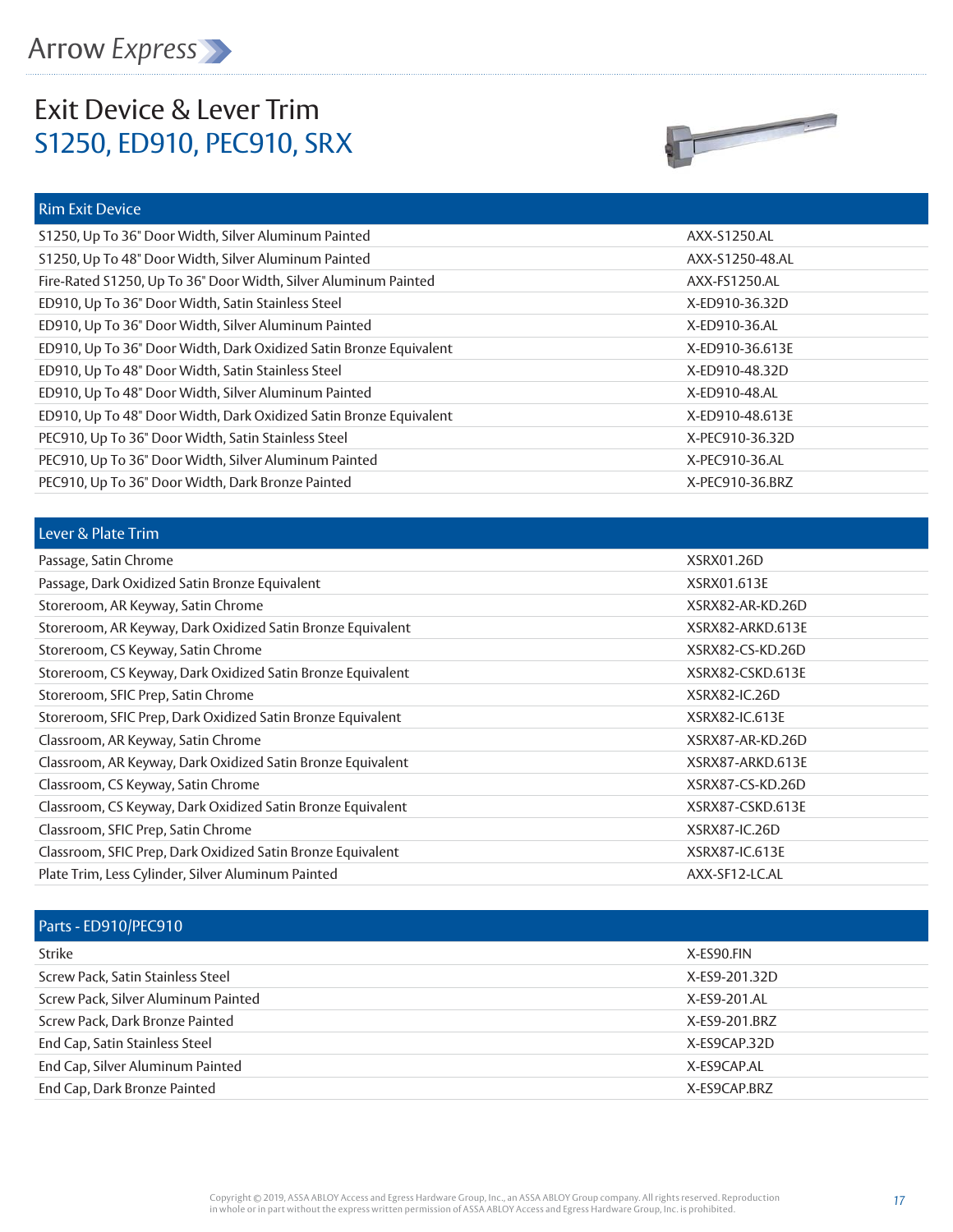Arrow Express

# Exit Device & Lever Trim

## S1250, ED910, PEC910, SRX

| Rim Exit Device | |
|---|---|
| S1250, Up To 36" Door Width, Silver Aluminum Painted | AXX-S1250.AL |
| S1250, Up To 48" Door Width, Silver Aluminum Painted | AXX-S1250-48.AL |
| Fire-Rated S1250, Up To 36" Door Width, Silver Aluminum Painted | AXX-FS1250.AL |
| ED910, Up To 36" Door Width, Satin Stainless Steel | X-ED910-36.32D |
| ED910, Up To 36" Door Width, Silver Aluminum Painted | X-ED910-36.AL |
| ED910, Up To 36" Door Width, Dark Oxidized Satin Bronze Equivalent | X-ED910-36.613E |
| ED910, Up To 48" Door Width, Satin Stainless Steel | X-ED910-48.32D |
| ED910, Up To 48" Door Width, Silver Aluminum Painted | X-ED910-48.AL |
| ED910, Up To 48" Door Width, Dark Oxidized Satin Bronze Equivalent | X-ED910-48.613E |
| PEC910, Up To 36" Door Width, Satin Stainless Steel | X-PEC910-36.32D |
| PEC910, Up To 36" Door Width, Silver Aluminum Painted | X-PEC910-36.AL |
| PEC910, Up To 36" Door Width, Dark Bronze Painted | X-PEC910-36.BRZ |

| Lever & Plate Trim | |
|---|---|
| Passage, Satin Chrome | XSRX01.26D |
| Passage, Dark Oxidized Satin Bronze Equivalent | XSRX01.613E |
| Storeroom, AR Keyway, Satin Chrome | XSRX82-AR-KD.26D |
| Storeroom, AR Keyway, Dark Oxidized Satin Bronze Equivalent | XSRX82-ARKD.613E |
| Storeroom, CS Keyway, Satin Chrome | XSRX82-CS-KD.26D |
| Storeroom, CS Keyway, Dark Oxidized Satin Bronze Equivalent | XSRX82-CSKD.613E |
| Storeroom, SFIC Prep, Satin Chrome | XSRX82-IC.26D |
| Storeroom, SFIC Prep, Dark Oxidized Satin Bronze Equivalent | XSRX82-IC.613E |
| Classroom, AR Keyway, Satin Chrome | XSRX87-AR-KD.26D |
| Classroom, AR Keyway, Dark Oxidized Satin Bronze Equivalent | XSRX87-ARKD.613E |
| Classroom, CS Keyway, Satin Chrome | XSRX87-CS-KD.26D |
| Classroom, CS Keyway, Dark Oxidized Satin Bronze Equivalent | XSRX87-CSKD.613E |
| Classroom, SFIC Prep, Satin Chrome | XSRX87-IC.26D |
| Classroom, SFIC Prep, Dark Oxidized Satin Bronze Equivalent | XSRX87-IC.613E |
| Plate Trim, Less Cylinder, Silver Aluminum Painted | AXX-SF12-LC.AL |

| Parts - ED910/PEC910 | |
|---|---|
| Strike | X-ES90.FIN |
| Screw Pack, Satin Stainless Steel | X-ES9-201.32D |
| Screw Pack, Silver Aluminum Painted | X-ES9-201.AL |
| Screw Pack, Dark Bronze Painted | X-ES9-201.BRZ |
| End Cap, Satin Stainless Steel | X-ES9CAP.32D |
| End Cap, Silver Aluminum Painted | X-ES9CAP.AL |
| End Cap, Dark Bronze Painted | X-ES9CAP.BRZ |

Copyright © 2019, ASSA ABLOY Access and Egress Hardware Group, Inc., an ASSA ABLOY Group company. All rights reserved. Reproduction in whole or in part without the express written permission of ASSA ABLOY Access and Egress Hardware Group, Inc. is prohibited.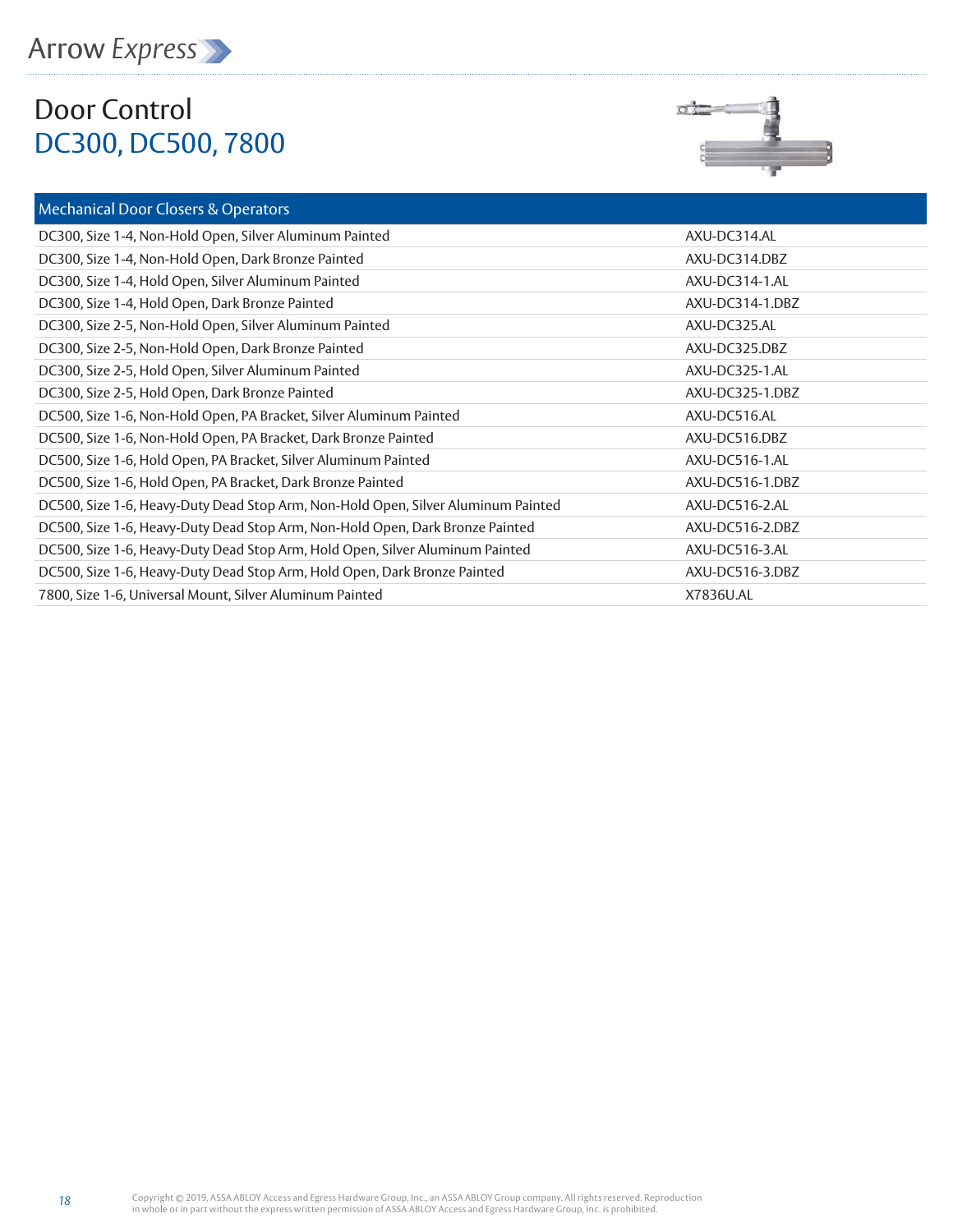# Door Control
## DC300, DC500, 7800

| Mechanical Door Closers & Operators | |
|---|---|
| DC300, Size 1-4, Non-Hold Open, Silver Aluminum Painted | AXU-DC314.AL |
| DC300, Size 1-4, Non-Hold Open, Dark Bronze Painted | AXU-DC314.DBZ |
| DC300, Size 1-4, Hold Open, Silver Aluminum Painted | AXU-DC314-1.AL |
| DC300, Size 1-4, Hold Open, Dark Bronze Painted | AXU-DC314-1.DBZ |
| DC300, Size 2-5, Non-Hold Open, Silver Aluminum Painted | AXU-DC325.AL |
| DC300, Size 2-5, Non-Hold Open, Dark Bronze Painted | AXU-DC325.DBZ |
| DC300, Size 2-5, Hold Open, Silver Aluminum Painted | AXU-DC325-1.AL |
| DC300, Size 2-5, Hold Open, Dark Bronze Painted | AXU-DC325-1.DBZ |
| DC500, Size 1-6, Non-Hold Open, PA Bracket, Silver Aluminum Painted | AXU-DC516.AL |
| DC500, Size 1-6, Non-Hold Open, PA Bracket, Dark Bronze Painted | AXU-DC516.DBZ |
| DC500, Size 1-6, Hold Open, PA Bracket, Silver Aluminum Painted | AXU-DC516-1.AL |
| DC500, Size 1-6, Hold Open, PA Bracket, Dark Bronze Painted | AXU-DC516-1.DBZ |
| DC500, Size 1-6, Heavy-Duty Dead Stop Arm, Non-Hold Open, Silver Aluminum Painted | AXU-DC516-2.AL |
| DC500, Size 1-6, Heavy-Duty Dead Stop Arm, Non-Hold Open, Dark Bronze Painted | AXU-DC516-2.DBZ |
| DC500, Size 1-6, Heavy-Duty Dead Stop Arm, Hold Open, Silver Aluminum Painted | AXU-DC516-3.AL |
| DC500, Size 1-6, Heavy-Duty Dead Stop Arm, Hold Open, Dark Bronze Painted | AXU-DC516-3.DBZ |
| 7800, Size 1-6, Universal Mount, Silver Aluminum Painted | X7836U.AL |

Copyright © 2019, ASSA ABLOY Access and Egress Hardware Group, Inc., an ASSA ABLOY Group company. All rights reserved. Reproduction in whole or in part without the express written permission of ASSA ABLOY Access and Egress Hardware Group, Inc. is prohibited.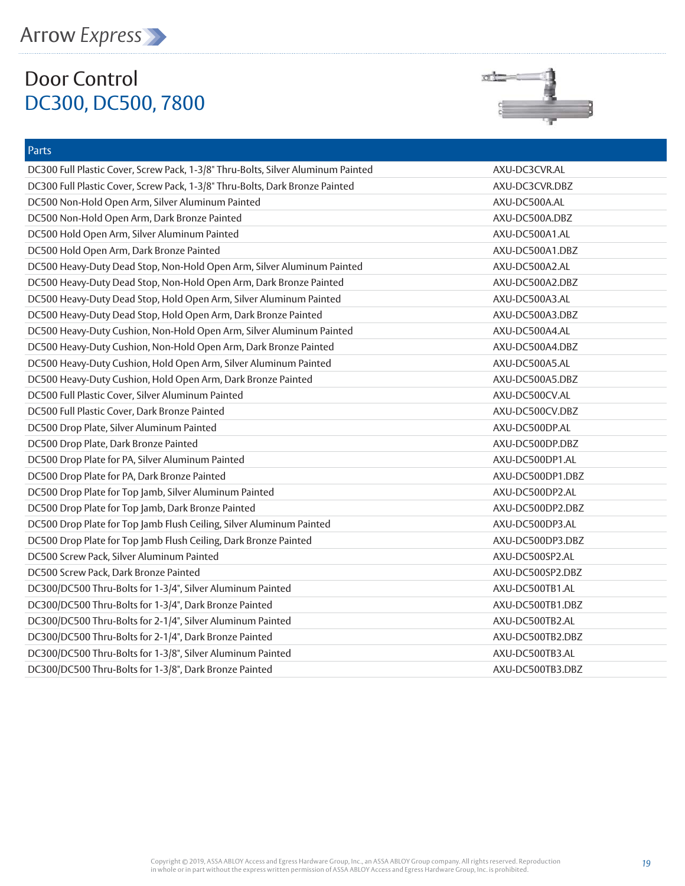# Door Control

## DC300, DC500, 7800

| Parts | |
|---|---|
| DC300 Full Plastic Cover, Screw Pack, 1-3/8" Thru-Bolts, Silver Aluminum Painted | AXU-DC3CVR.AL |
| DC300 Full Plastic Cover, Screw Pack, 1-3/8" Thru-Bolts, Dark Bronze Painted | AXU-DC3CVR.DBZ |
| DC500 Non-Hold Open Arm, Silver Aluminum Painted | AXU-DC500A.AL |
| DC500 Non-Hold Open Arm, Dark Bronze Painted | AXU-DC500A.DBZ |
| DC500 Hold Open Arm, Silver Aluminum Painted | AXU-DC500A1.AL |
| DC500 Hold Open Arm, Dark Bronze Painted | AXU-DC500A1.DBZ |
| DC500 Heavy-Duty Dead Stop, Non-Hold Open Arm, Silver Aluminum Painted | AXU-DC500A2.AL |
| DC500 Heavy-Duty Dead Stop, Non-Hold Open Arm, Dark Bronze Painted | AXU-DC500A2.DBZ |
| DC500 Heavy-Duty Dead Stop, Hold Open Arm, Silver Aluminum Painted | AXU-DC500A3.AL |
| DC500 Heavy-Duty Dead Stop, Hold Open Arm, Dark Bronze Painted | AXU-DC500A3.DBZ |
| DC500 Heavy-Duty Cushion, Non-Hold Open Arm, Silver Aluminum Painted | AXU-DC500A4.AL |
| DC500 Heavy-Duty Cushion, Non-Hold Open Arm, Dark Bronze Painted | AXU-DC500A4.DBZ |
| DC500 Heavy-Duty Cushion, Hold Open Arm, Silver Aluminum Painted | AXU-DC500A5.AL |
| DC500 Heavy-Duty Cushion, Hold Open Arm, Dark Bronze Painted | AXU-DC500A5.DBZ |
| DC500 Full Plastic Cover, Silver Aluminum Painted | AXU-DC500CV.AL |
| DC500 Full Plastic Cover, Dark Bronze Painted | AXU-DC500CV.DBZ |
| DC500 Drop Plate, Silver Aluminum Painted | AXU-DC500DP.AL |
| DC500 Drop Plate, Dark Bronze Painted | AXU-DC500DP.DBZ |
| DC500 Drop Plate for PA, Silver Aluminum Painted | AXU-DC500DP1.AL |
| DC500 Drop Plate for PA, Dark Bronze Painted | AXU-DC500DP1.DBZ |
| DC500 Drop Plate for Top Jamb, Silver Aluminum Painted | AXU-DC500DP2.AL |
| DC500 Drop Plate for Top Jamb, Dark Bronze Painted | AXU-DC500DP2.DBZ |
| DC500 Drop Plate for Top Jamb Flush Ceiling, Silver Aluminum Painted | AXU-DC500DP3.AL |
| DC500 Drop Plate for Top Jamb Flush Ceiling, Dark Bronze Painted | AXU-DC500DP3.DBZ |
| DC500 Screw Pack, Silver Aluminum Painted | AXU-DC500SP2.AL |
| DC500 Screw Pack, Dark Bronze Painted | AXU-DC500SP2.DBZ |
| DC300/DC500 Thru-Bolts for 1-3/4", Silver Aluminum Painted | AXU-DC500TB1.AL |
| DC300/DC500 Thru-Bolts for 1-3/4", Dark Bronze Painted | AXU-DC500TB1.DBZ |
| DC300/DC500 Thru-Bolts for 2-1/4", Silver Aluminum Painted | AXU-DC500TB2.AL |
| DC300/DC500 Thru-Bolts for 2-1/4", Dark Bronze Painted | AXU-DC500TB2.DBZ |
| DC300/DC500 Thru-Bolts for 1-3/8", Silver Aluminum Painted | AXU-DC500TB3.AL |
| DC300/DC500 Thru-Bolts for 1-3/8", Dark Bronze Painted | AXU-DC500TB3.DBZ |

Copyright © 2019, ASSA ABLOY Access and Egress Hardware Group, Inc., an ASSA ABLOY Group company. All rights reserved. Reproduction in whole or in part without the express written permission of ASSA ABLOY Access and Egress Hardware Group, Inc. is prohibited.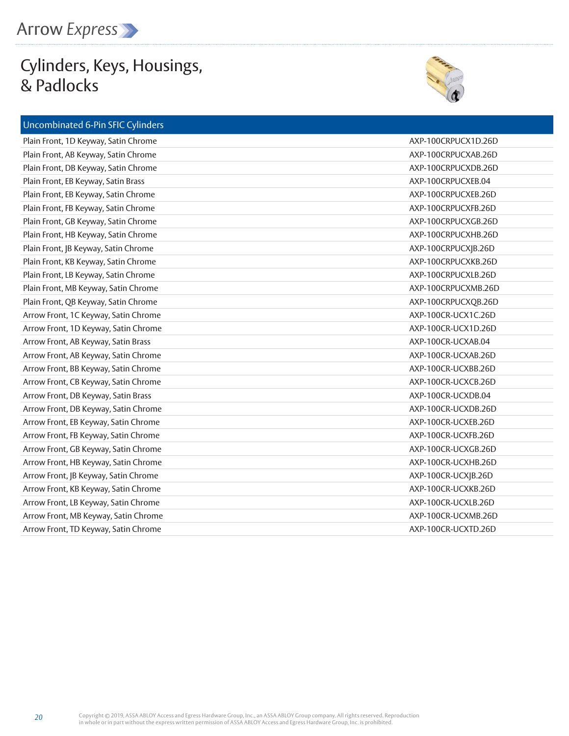Arrow Express

# Cylinders, Keys, Housings, & Padlocks

| Uncombinated 6-Pin SFIC Cylinders | |
| --- | --- |
| Plain Front, 1D Keyway, Satin Chrome | AXP-100CRPUCX1D.26D |
| Plain Front, AB Keyway, Satin Chrome | AXP-100CRPUCXAB.26D |
| Plain Front, DB Keyway, Satin Chrome | AXP-100CRPUCXDB.26D |
| Plain Front, EB Keyway, Satin Brass | AXP-100CRPUCXEB.04 |
| Plain Front, EB Keyway, Satin Chrome | AXP-100CRPUCXEB.26D |
| Plain Front, FB Keyway, Satin Chrome | AXP-100CRPUCXFB.26D |
| Plain Front, GB Keyway, Satin Chrome | AXP-100CRPUCXGB.26D |
| Plain Front, HB Keyway, Satin Chrome | AXP-100CRPUCXHB.26D |
| Plain Front, JB Keyway, Satin Chrome | AXP-100CRPUCXJB.26D |
| Plain Front, KB Keyway, Satin Chrome | AXP-100CRPUCXKB.26D |
| Plain Front, LB Keyway, Satin Chrome | AXP-100CRPUCXLB.26D |
| Plain Front, MB Keyway, Satin Chrome | AXP-100CRPUCXMB.26D |
| Plain Front, QB Keyway, Satin Chrome | AXP-100CRPUCXQB.26D |
| Arrow Front, 1C Keyway, Satin Chrome | AXP-100CR-UCX1C.26D |
| Arrow Front, 1D Keyway, Satin Chrome | AXP-100CR-UCX1D.26D |
| Arrow Front, AB Keyway, Satin Brass | AXP-100CR-UCXAB.04 |
| Arrow Front, AB Keyway, Satin Chrome | AXP-100CR-UCXAB.26D |
| Arrow Front, BB Keyway, Satin Chrome | AXP-100CR-UCXBB.26D |
| Arrow Front, CB Keyway, Satin Chrome | AXP-100CR-UCXCB.26D |
| Arrow Front, DB Keyway, Satin Brass | AXP-100CR-UCXDB.04 |
| Arrow Front, DB Keyway, Satin Chrome | AXP-100CR-UCXDB.26D |
| Arrow Front, EB Keyway, Satin Chrome | AXP-100CR-UCXEB.26D |
| Arrow Front, FB Keyway, Satin Chrome | AXP-100CR-UCXFB.26D |
| Arrow Front, GB Keyway, Satin Chrome | AXP-100CR-UCXGB.26D |
| Arrow Front, HB Keyway, Satin Chrome | AXP-100CR-UCXHB.26D |
| Arrow Front, JB Keyway, Satin Chrome | AXP-100CR-UCXJB.26D |
| Arrow Front, KB Keyway, Satin Chrome | AXP-100CR-UCXKB.26D |
| Arrow Front, LB Keyway, Satin Chrome | AXP-100CR-UCXLB.26D |
| Arrow Front, MB Keyway, Satin Chrome | AXP-100CR-UCXMB.26D |
| Arrow Front, TD Keyway, Satin Chrome | AXP-100CR-UCXTD.26D |

Copyright © 2019, ASSA ABLOY Access and Egress Hardware Group, Inc., an ASSA ABLOY Group company. All rights reserved. Reproduction in whole or in part without the express written permission of ASSA ABLOY Access and Egress Hardware Group, Inc. is prohibited.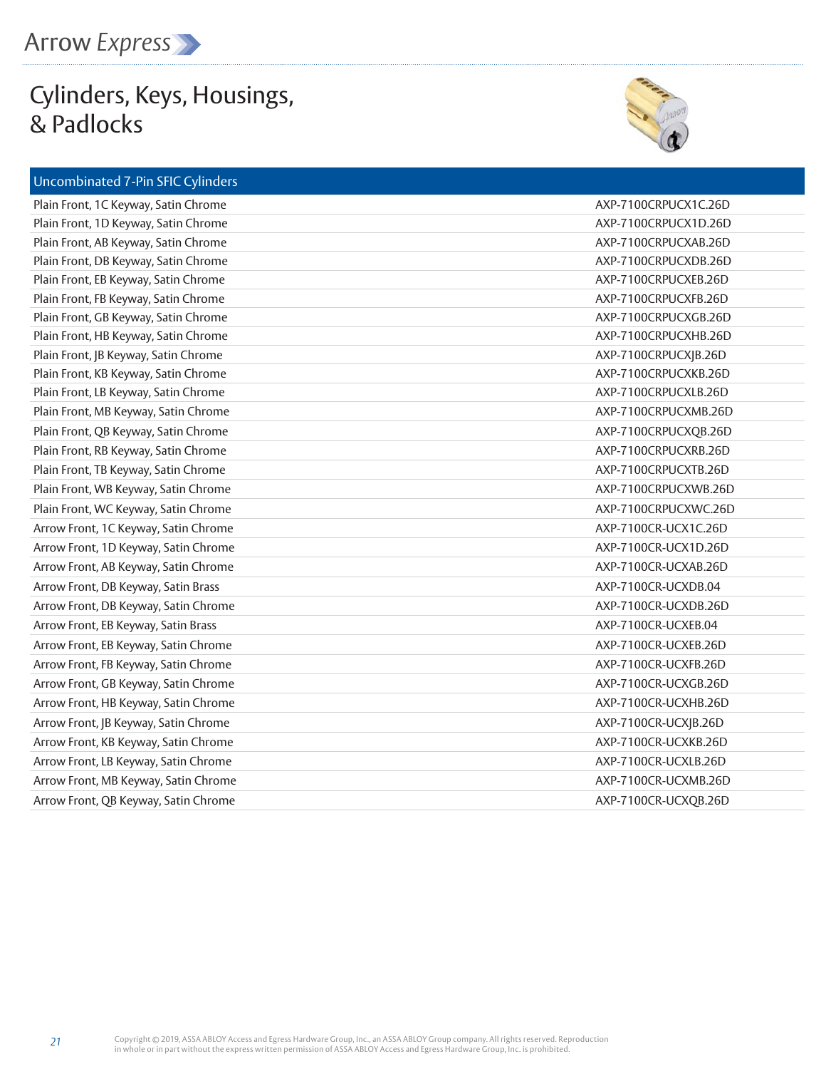Arrow Express

# Cylinders, Keys, Housings, & Padlocks

| Uncombinated 7-Pin SFIC Cylinders | |
|---|---|
| Plain Front, 1C Keyway, Satin Chrome | AXP-7100CRPUCX1C.26D |
| Plain Front, 1D Keyway, Satin Chrome | AXP-7100CRPUCX1D.26D |
| Plain Front, AB Keyway, Satin Chrome | AXP-7100CRPUCXAB.26D |
| Plain Front, DB Keyway, Satin Chrome | AXP-7100CRPUCXDB.26D |
| Plain Front, EB Keyway, Satin Chrome | AXP-7100CRPUCXEB.26D |
| Plain Front, FB Keyway, Satin Chrome | AXP-7100CRPUCXFB.26D |
| Plain Front, GB Keyway, Satin Chrome | AXP-7100CRPUCXGB.26D |
| Plain Front, HB Keyway, Satin Chrome | AXP-7100CRPUCXHB.26D |
| Plain Front, JB Keyway, Satin Chrome | AXP-7100CRPUCXJB.26D |
| Plain Front, KB Keyway, Satin Chrome | AXP-7100CRPUCXKB.26D |
| Plain Front, LB Keyway, Satin Chrome | AXP-7100CRPUCXLB.26D |
| Plain Front, MB Keyway, Satin Chrome | AXP-7100CRPUCXMB.26D |
| Plain Front, QB Keyway, Satin Chrome | AXP-7100CRPUCXQB.26D |
| Plain Front, RB Keyway, Satin Chrome | AXP-7100CRPUCXRB.26D |
| Plain Front, TB Keyway, Satin Chrome | AXP-7100CRPUCXTB.26D |
| Plain Front, WB Keyway, Satin Chrome | AXP-7100CRPUCXWB.26D |
| Plain Front, WC Keyway, Satin Chrome | AXP-7100CRPUCXWC.26D |
| Arrow Front, 1C Keyway, Satin Chrome | AXP-7100CR-UCX1C.26D |
| Arrow Front, 1D Keyway, Satin Chrome | AXP-7100CR-UCX1D.26D |
| Arrow Front, AB Keyway, Satin Chrome | AXP-7100CR-UCXAB.26D |
| Arrow Front, DB Keyway, Satin Brass | AXP-7100CR-UCXDB.04 |
| Arrow Front, DB Keyway, Satin Chrome | AXP-7100CR-UCXDB.26D |
| Arrow Front, EB Keyway, Satin Brass | AXP-7100CR-UCXEB.04 |
| Arrow Front, EB Keyway, Satin Chrome | AXP-7100CR-UCXEB.26D |
| Arrow Front, FB Keyway, Satin Chrome | AXP-7100CR-UCXFB.26D |
| Arrow Front, GB Keyway, Satin Chrome | AXP-7100CR-UCXGB.26D |
| Arrow Front, HB Keyway, Satin Chrome | AXP-7100CR-UCXHB.26D |
| Arrow Front, JB Keyway, Satin Chrome | AXP-7100CR-UCXJB.26D |
| Arrow Front, KB Keyway, Satin Chrome | AXP-7100CR-UCXKB.26D |
| Arrow Front, LB Keyway, Satin Chrome | AXP-7100CR-UCXLB.26D |
| Arrow Front, MB Keyway, Satin Chrome | AXP-7100CR-UCXMB.26D |
| Arrow Front, QB Keyway, Satin Chrome | AXP-7100CR-UCXQB.26D |

Copyright © 2019, ASSA ABLOY Access and Egress Hardware Group, Inc., an ASSA ABLOY Group company. All rights reserved. Reproduction in whole or in part without the express written permission of ASSA ABLOY Access and Egress Hardware Group, Inc. is prohibited.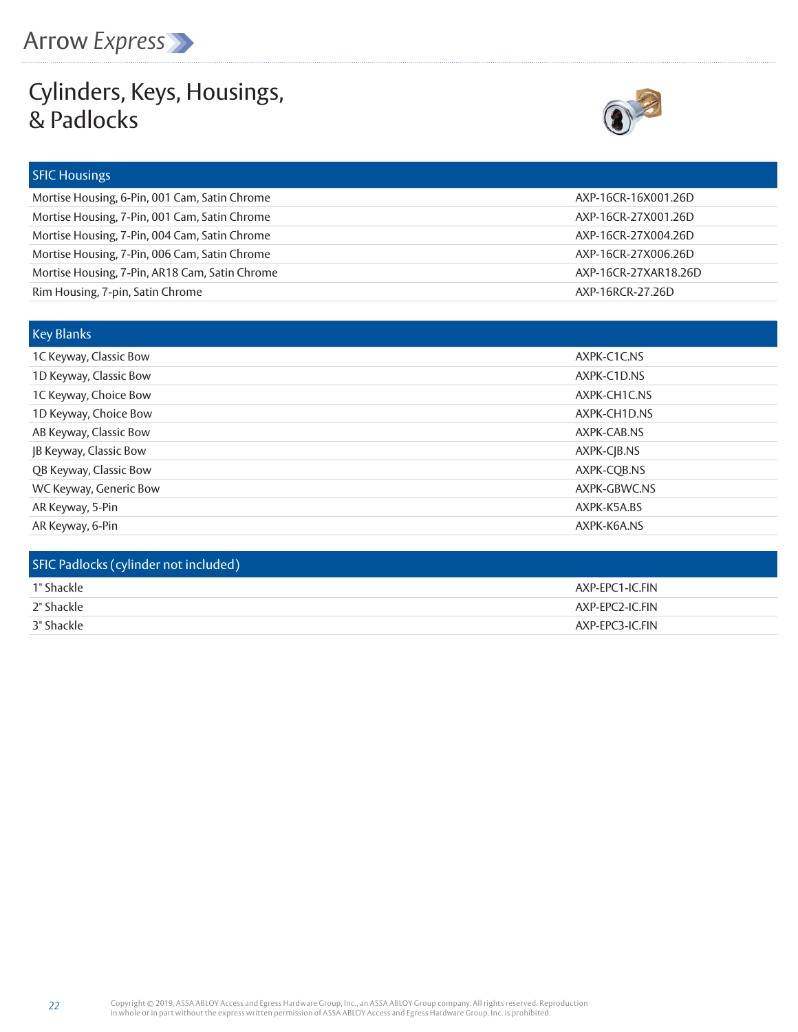# Cylinders, Keys, Housings, & Padlocks

| SFIC Housings | |
|---|---|
| Mortise Housing, 6-Pin, 001 Cam, Satin Chrome | AXP-16CR-16X001.26D |
| Mortise Housing, 7-Pin, 001 Cam, Satin Chrome | AXP-16CR-27X001.26D |
| Mortise Housing, 7-Pin, 004 Cam, Satin Chrome | AXP-16CR-27X004.26D |
| Mortise Housing, 7-Pin, 006 Cam, Satin Chrome | AXP-16CR-27X006.26D |
| Mortise Housing, 7-Pin, AR18 Cam, Satin Chrome | AXP-16CR-27XAR18.26D |
| Rim Housing, 7-pin, Satin Chrome | AXP-16RCR-27.26D |

| Key Blanks | |
|---|---|
| 1C Keyway, Classic Bow | AXPK-C1C.NS |
| 1D Keyway, Classic Bow | AXPK-C1D.NS |
| 1C Keyway, Choice Bow | AXPK-CH1C.NS |
| 1D Keyway, Choice Bow | AXPK-CH1D.NS |
| AB Keyway, Classic Bow | AXPK-CAB.NS |
| JB Keyway, Classic Bow | AXPK-CJB.NS |
| QB Keyway, Classic Bow | AXPK-CQB.NS |
| WC Keyway, Generic Bow | AXPK-GBWC.NS |
| AR Keyway, 5-Pin | AXPK-K5A.BS |
| AR Keyway, 6-Pin | AXPK-K6A.NS |

| SFIC Padlocks (cylinder not included) | |
|---|---|
| 1" Shackle | AXP-EPC1-IC.FIN |
| 2" Shackle | AXP-EPC2-IC.FIN |
| 3" Shackle | AXP-EPC3-IC.FIN |

Copyright © 2019, ASSA ABLOY Access and Egress Hardware Group, Inc., an ASSA ABLOY Group company. All rights reserved. Reproduction in whole or in part without the express written permission of ASSA ABLOY Access and Egress Hardware Group, Inc. is prohibited.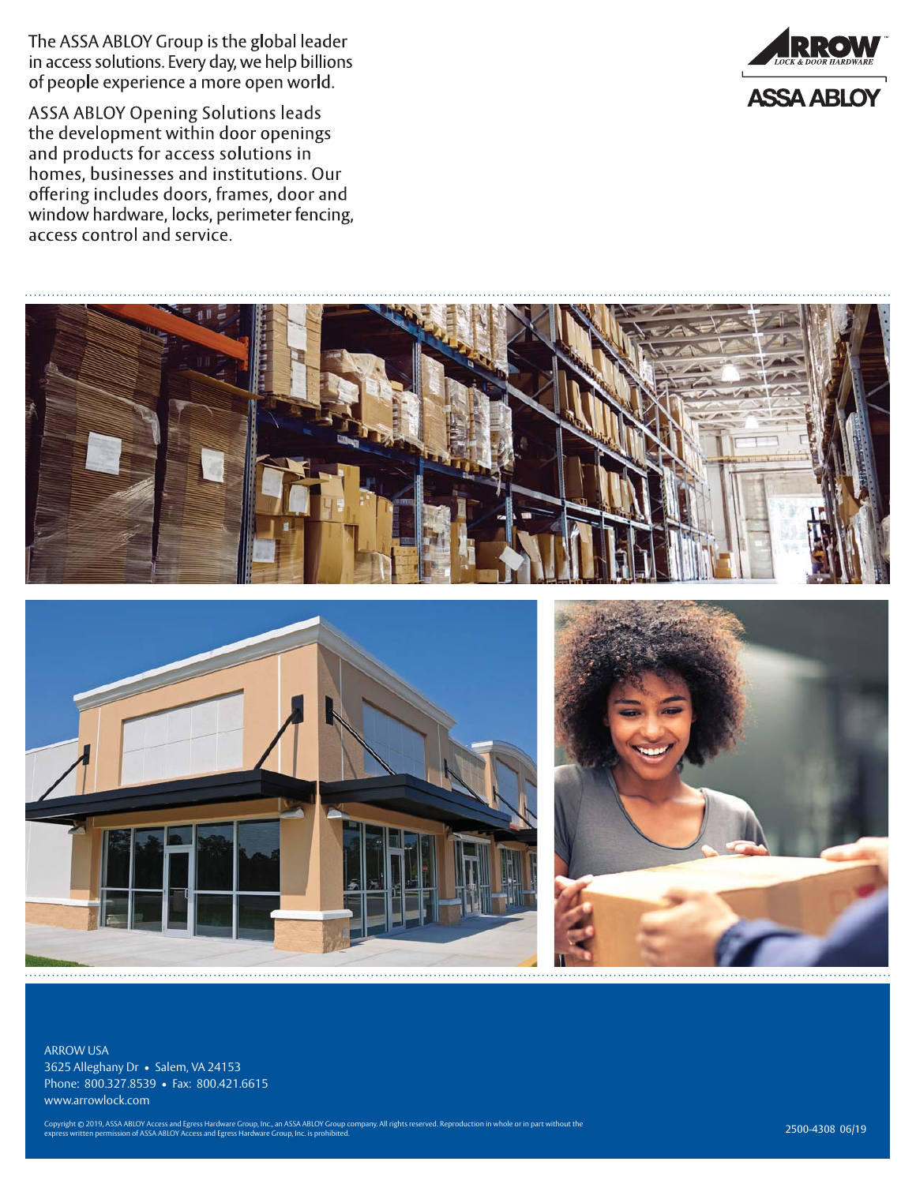The ASSA ABLOY Group is the global leader in access solutions. Every day, we help billions of people experience a more open world.

ASSA ABLOY Opening Solutions leads the development within door openings and products for access solutions in homes, businesses and institutions. Our offering includes doors, frames, door and window hardware, locks, perimeter fencing, access control and service.

ARROW USA
3625 Alleghany Dr • Salem, VA 24153
Phone: 800.327.8539 • Fax: 800.421.6615
www.arrowlock.com

Copyright © 2019, ASSA ABLOY Access and Egress Hardware Group, Inc., an ASSA ABLOY Group company. All rights reserved. Reproduction in whole or in part without the express written permission of ASSA ABLOY Access and Egress Hardware Group, Inc. is prohibited.

2500-4308 06/19